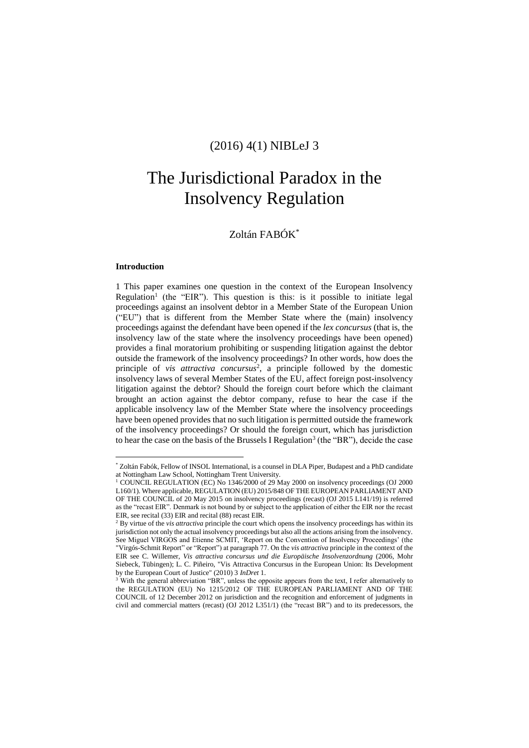(2016) 4(1) NIBLeJ 3

# The Jurisdictional Paradox in the Insolvency Regulation

Zoltán FABÓK*

**Introduction**

1 This paper examines one question in the context of the European Insolvency Regulation[1] (the "EIR"). This question is this: is it possible to initiate legal proceedings against an insolvent debtor in a Member State of the European Union ("EU") that is different from the Member State where the (main) insolvency proceedings against the defendant have been opened if the *lex concursus* (that is, the insolvency law of the state where the insolvency proceedings have been opened) provides a final moratorium prohibiting or suspending litigation against the debtor outside the framework of the insolvency proceedings? In other words, how does the principle of *vis attractiva concursus*[2], a principle followed by the domestic insolvency laws of several Member States of the EU, affect foreign post-insolvency litigation against the debtor? Should the foreign court before which the claimant brought an action against the debtor company, refuse to hear the case if the applicable insolvency law of the Member State where the insolvency proceedings have been opened provides that no such litigation is permitted outside the framework of the insolvency proceedings? Or should the foreign court, which has jurisdiction to hear the case on the basis of the Brussels I Regulation[3] (the "BR"), decide the case

---

* Zoltán Fabók, Fellow of INSOL International, is a counsel in DLA Piper, Budapest and a PhD candidate at Nottingham Law School, Nottingham Trent University.

[1] COUNCIL REGULATION (EC) No 1346/2000 of 29 May 2000 on insolvency proceedings (OJ 2000 L160/1). Where applicable, REGULATION (EU) 2015/848 OF THE EUROPEAN PARLIAMENT AND OF THE COUNCIL of 20 May 2015 on insolvency proceedings (recast) (OJ 2015 L141/19) is referred as the "recast EIR". Denmark is not bound by or subject to the application of either the EIR nor the recast EIR, see recital (33) EIR and recital (88) recast EIR.

[2] By virtue of the *vis attractiva* principle the court which opens the insolvency proceedings has within its jurisdiction not only the actual insolvency proceedings but also all the actions arising from the insolvency. See Miguel VIRGOS and Etienne SCMIT, 'Report on the Convention of Insolvency Proceedings' (the "Virgós-Schmit Report" or "Report") at paragraph 77. On the *vis attractiva* principle in the context of the EIR see C. Willemer, *Vis attractiva concursus und die Europäische Insolvenzordnung* (2006, Mohr Siebeck, Tübingen); L. C. Piñeiro, "Vis Attractiva Concursus in the European Union: Its Development by the European Court of Justice" (2010) 3 *InDret* 1.

[3] With the general abbreviation "BR", unless the opposite appears from the text, I refer alternatively to the REGULATION (EU) No 1215/2012 OF THE EUROPEAN PARLIAMENT AND OF THE COUNCIL of 12 December 2012 on jurisdiction and the recognition and enforcement of judgments in civil and commercial matters (recast) (OJ 2012 L351/1) (the "recast BR") and to its predecessors, the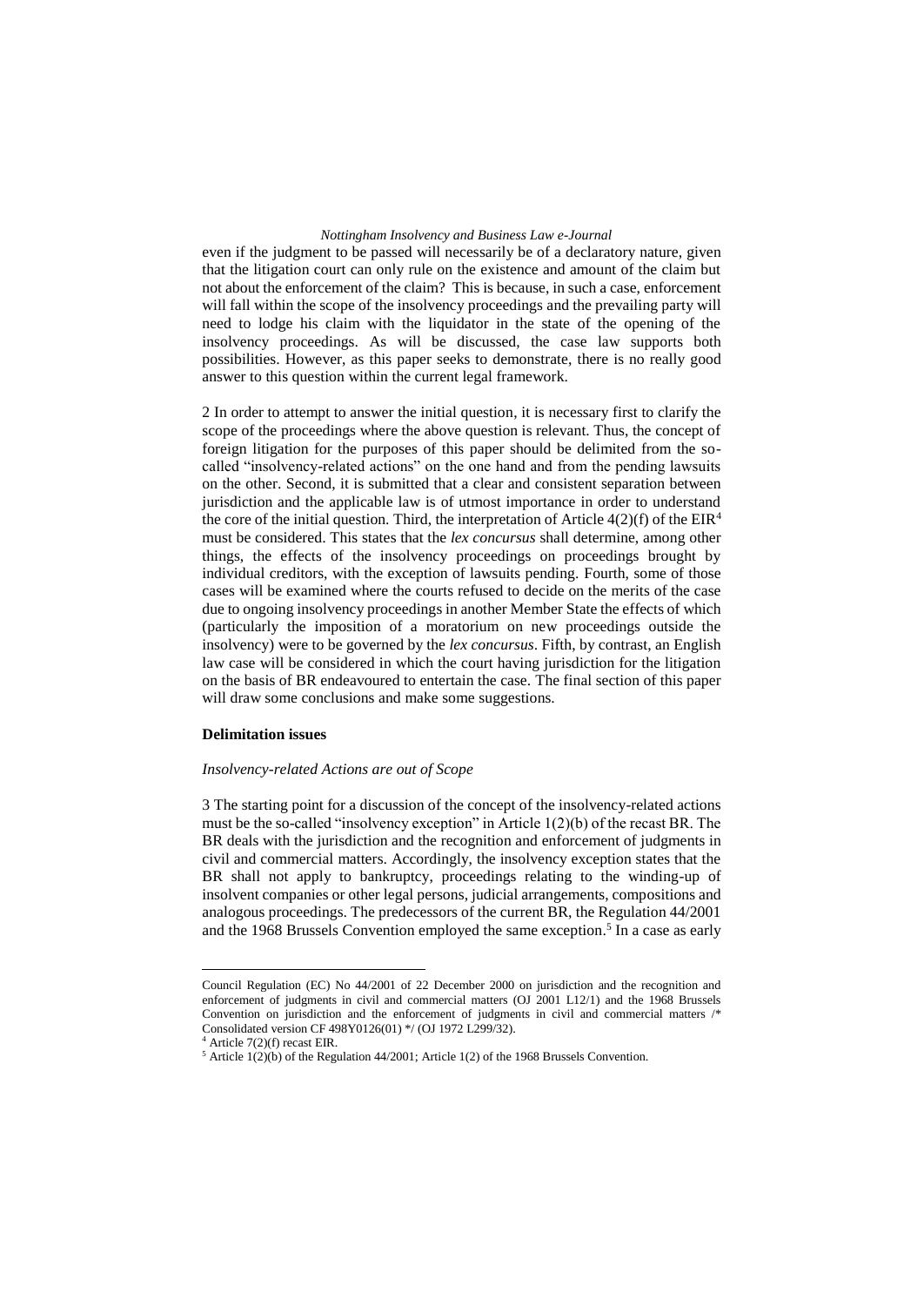even if the judgment to be passed will necessarily be of a declaratory nature, given that the litigation court can only rule on the existence and amount of the claim but not about the enforcement of the claim? This is because, in such a case, enforcement will fall within the scope of the insolvency proceedings and the prevailing party will need to lodge his claim with the liquidator in the state of the opening of the insolvency proceedings. As will be discussed, the case law supports both possibilities. However, as this paper seeks to demonstrate, there is no really good answer to this question within the current legal framework.

2 In order to attempt to answer the initial question, it is necessary first to clarify the scope of the proceedings where the above question is relevant. Thus, the concept of foreign litigation for the purposes of this paper should be delimited from the so-called "insolvency-related actions" on the one hand and from the pending lawsuits on the other. Second, it is submitted that a clear and consistent separation between jurisdiction and the applicable law is of utmost importance in order to understand the core of the initial question. Third, the interpretation of Article 4(2)(f) of the EIR[4] must be considered. This states that the *lex concursus* shall determine, among other things, the effects of the insolvency proceedings on proceedings brought by individual creditors, with the exception of lawsuits pending. Fourth, some of those cases will be examined where the courts refused to decide on the merits of the case due to ongoing insolvency proceedings in another Member State the effects of which (particularly the imposition of a moratorium on new proceedings outside the insolvency) were to be governed by the *lex concursus*. Fifth, by contrast, an English law case will be considered in which the court having jurisdiction for the litigation on the basis of BR endeavoured to entertain the case. The final section of this paper will draw some conclusions and make some suggestions.

## Delimitation issues

### *Insolvency-related Actions are out of Scope*

3 The starting point for a discussion of the concept of the insolvency-related actions must be the so-called "insolvency exception" in Article 1(2)(b) of the recast BR. The BR deals with the jurisdiction and the recognition and enforcement of judgments in civil and commercial matters. Accordingly, the insolvency exception states that the BR shall not apply to bankruptcy, proceedings relating to the winding-up of insolvent companies or other legal persons, judicial arrangements, compositions and analogous proceedings. The predecessors of the current BR, the Regulation 44/2001 and the 1968 Brussels Convention employed the same exception.[5] In a case as early

---

Council Regulation (EC) No 44/2001 of 22 December 2000 on jurisdiction and the recognition and enforcement of judgments in civil and commercial matters (OJ 2001 L12/1) and the 1968 Brussels Convention on jurisdiction and the enforcement of judgments in civil and commercial matters /* Consolidated version CF 498Y0126(01) */ (OJ 1972 L299/32).

[4] Article 7(2)(f) recast EIR.

[5] Article 1(2)(b) of the Regulation 44/2001; Article 1(2) of the 1968 Brussels Convention.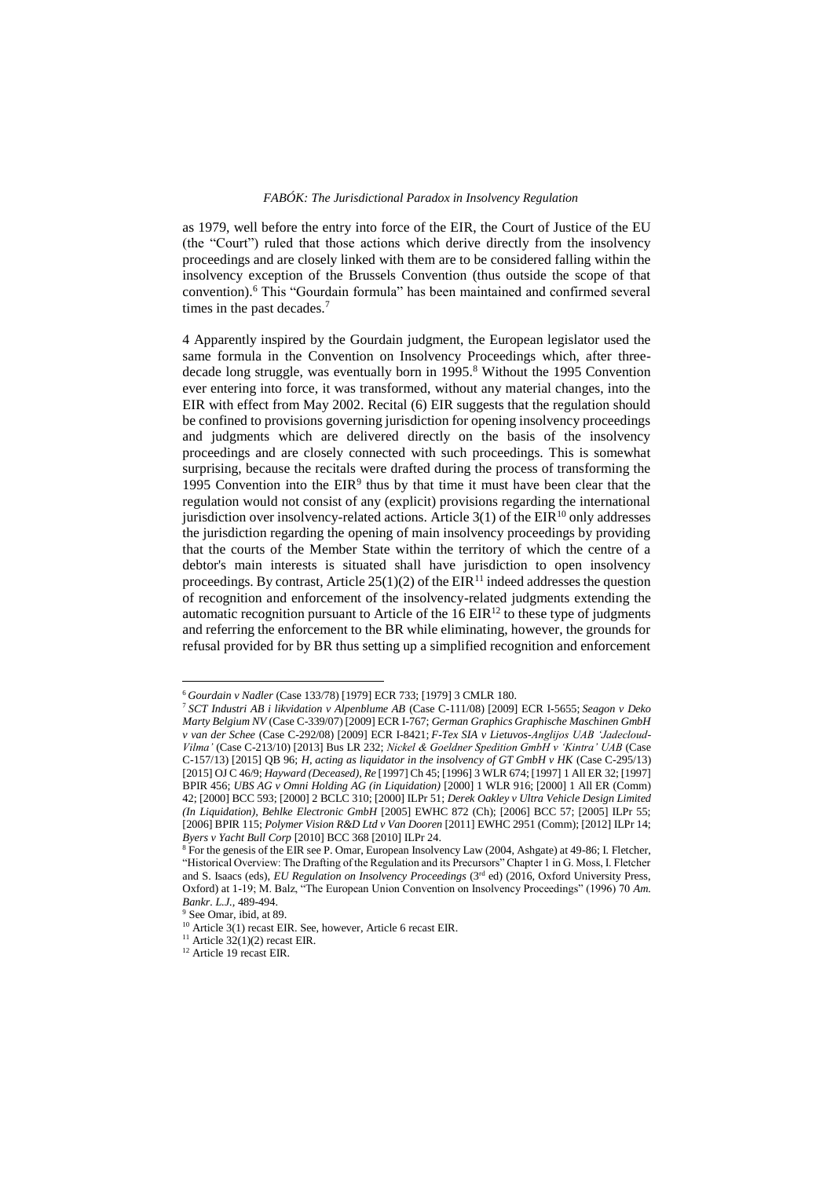as 1979, well before the entry into force of the EIR, the Court of Justice of the EU (the "Court") ruled that those actions which derive directly from the insolvency proceedings and are closely linked with them are to be considered falling within the insolvency exception of the Brussels Convention (thus outside the scope of that convention).[6] This "Gourdain formula" has been maintained and confirmed several times in the past decades.[7]

4 Apparently inspired by the Gourdain judgment, the European legislator used the same formula in the Convention on Insolvency Proceedings which, after three-decade long struggle, was eventually born in 1995.[8] Without the 1995 Convention ever entering into force, it was transformed, without any material changes, into the EIR with effect from May 2002. Recital (6) EIR suggests that the regulation should be confined to provisions governing jurisdiction for opening insolvency proceedings and judgments which are delivered directly on the basis of the insolvency proceedings and are closely connected with such proceedings. This is somewhat surprising, because the recitals were drafted during the process of transforming the 1995 Convention into the EIR[9] thus by that time it must have been clear that the regulation would not consist of any (explicit) provisions regarding the international jurisdiction over insolvency-related actions. Article 3(1) of the EIR[10] only addresses the jurisdiction regarding the opening of main insolvency proceedings by providing that the courts of the Member State within the territory of which the centre of a debtor's main interests is situated shall have jurisdiction to open insolvency proceedings. By contrast, Article 25(1)(2) of the EIR[11] indeed addresses the question of recognition and enforcement of the insolvency-related judgments extending the automatic recognition pursuant to Article of the 16 EIR[12] to these type of judgments and referring the enforcement to the BR while eliminating, however, the grounds for refusal provided for by BR thus setting up a simplified recognition and enforcement

---

[6] *Gourdain v Nadler* (Case 133/78) [1979] ECR 733; [1979] 3 CMLR 180.

[7] *SCT Industri AB i likvidation v Alpenblume AB* (Case C-111/08) [2009] ECR I-5655; *Seagon v Deko Marty Belgium NV* (Case C-339/07) [2009] ECR I-767; *German Graphics Graphische Maschinen GmbH v van der Schee* (Case C-292/08) [2009] ECR I-8421; *F-Tex SIA v Lietuvos-Anglijos UAB 'Jadecloud-Vilma'* (Case C-213/10) [2013] Bus LR 232; *Nickel & Goeldner Spedition GmbH v 'Kintra' UAB* (Case C-157/13) [2015] QB 96; *H, acting as liquidator in the insolvency of GT GmbH v HK* (Case C-295/13) [2015] OJ C 46/9; *Hayward (Deceased), Re* [1997] Ch 45; [1996] 3 WLR 674; [1997] 1 All ER 32; [1997] BPIR 456; *UBS AG v Omni Holding AG (in Liquidation)* [2000] 1 WLR 916; [2000] 1 All ER (Comm) 42; [2000] BCC 593; [2000] 2 BCLC 310; [2000] ILPr 51; *Derek Oakley v Ultra Vehicle Design Limited (In Liquidation), Behlke Electronic GmbH* [2005] EWHC 872 (Ch); [2006] BCC 57; [2005] ILPr 55; [2006] BPIR 115; *Polymer Vision R&D Ltd v Van Dooren* [2011] EWHC 2951 (Comm); [2012] ILPr 14; *Byers v Yacht Bull Corp* [2010] BCC 368 [2010] ILPr 24.

[8] For the genesis of the EIR see P. Omar, European Insolvency Law (2004, Ashgate) at 49-86; I. Fletcher, "Historical Overview: The Drafting of the Regulation and its Precursors" Chapter 1 in G. Moss, I. Fletcher and S. Isaacs (eds), *EU Regulation on Insolvency Proceedings* (3rd ed) (2016, Oxford University Press, Oxford) at 1-19; M. Balz, "The European Union Convention on Insolvency Proceedings" (1996) 70 *Am. Bankr. L.J.*, 489-494.

[9] See Omar, ibid, at 89.

[10] Article 3(1) recast EIR. See, however, Article 6 recast EIR.

[11] Article 32(1)(2) recast EIR.

[12] Article 19 recast EIR.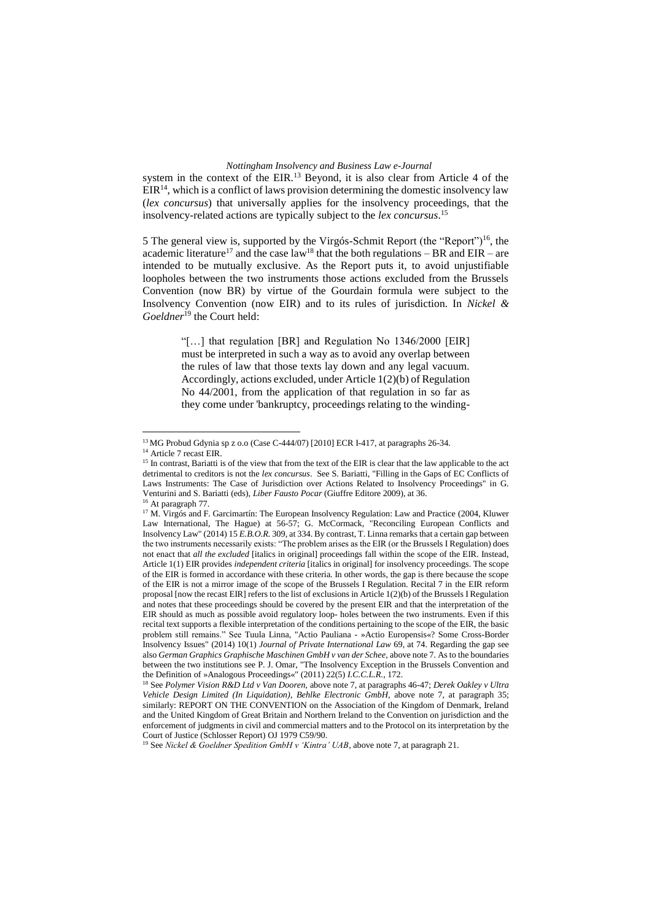system in the context of the EIR.[13] Beyond, it is also clear from Article 4 of the EIR[14], which is a conflict of laws provision determining the domestic insolvency law (*lex concursus*) that universally applies for the insolvency proceedings, that the insolvency-related actions are typically subject to the *lex concursus*.[15]

5 The general view is, supported by the Virgós-Schmit Report (the "Report")[16], the academic literature[17] and the case law[18] that the both regulations – BR and EIR – are intended to be mutually exclusive. As the Report puts it, to avoid unjustifiable loopholes between the two instruments those actions excluded from the Brussels Convention (now BR) by virtue of the Gourdain formula were subject to the Insolvency Convention (now EIR) and to its rules of jurisdiction. In *Nickel & Goeldner*[19] the Court held:

> "[…] that regulation [BR] and Regulation No 1346/2000 [EIR] must be interpreted in such a way as to avoid any overlap between the rules of law that those texts lay down and any legal vacuum. Accordingly, actions excluded, under Article 1(2)(b) of Regulation No 44/2001, from the application of that regulation in so far as they come under 'bankruptcy, proceedings relating to the winding-

---

[13] MG Probud Gdynia sp z o.o (Case C-444/07) [2010] ECR I-417, at paragraphs 26-34.

[14] Article 7 recast EIR.

[15] In contrast, Bariatti is of the view that from the text of the EIR is clear that the law applicable to the act detrimental to creditors is not the *lex concursus*. See S. Bariatti, "Filling in the Gaps of EC Conflicts of Laws Instruments: The Case of Jurisdiction over Actions Related to Insolvency Proceedings" in G. Venturini and S. Bariatti (eds), *Liber Fausto Pocar* (Giuffre Editore 2009), at 36.

[16] At paragraph 77.

[17] M. Virgós and F. Garcimartín: The European Insolvency Regulation: Law and Practice (2004, Kluwer Law International, The Hague) at 56-57; G. McCormack, "Reconciling European Conflicts and Insolvency Law" (2014) 15 *E.B.O.R.* 309, at 334. By contrast, T. Linna remarks that a certain gap between the two instruments necessarily exists: "The problem arises as the EIR (or the Brussels I Regulation) does not enact that *all the excluded* [italics in original] proceedings fall within the scope of the EIR. Instead, Article 1(1) EIR provides *independent criteria* [italics in original] for insolvency proceedings. The scope of the EIR is formed in accordance with these criteria. In other words, the gap is there because the scope of the EIR is not a mirror image of the scope of the Brussels I Regulation. Recital 7 in the EIR reform proposal [now the recast EIR] refers to the list of exclusions in Article 1(2)(b) of the Brussels I Regulation and notes that these proceedings should be covered by the present EIR and that the interpretation of the EIR should as much as possible avoid regulatory loop- holes between the two instruments. Even if this recital text supports a flexible interpretation of the conditions pertaining to the scope of the EIR, the basic problem still remains." See Tuula Linna, "Actio Pauliana - »Actio Europensis«? Some Cross-Border Insolvency Issues" (2014) 10(1) *Journal of Private International Law* 69, at 74. Regarding the gap see also *German Graphics Graphische Maschinen GmbH v van der Schee*, above note 7. As to the boundaries between the two institutions see P. J. Omar, "The Insolvency Exception in the Brussels Convention and the Definition of »Analogous Proceedings«" (2011) 22(5) *I.C.C.L.R.*, 172.

[18] See *Polymer Vision R&D Ltd v Van Dooren*, above note 7, at paragraphs 46-47; *Derek Oakley v Ultra Vehicle Design Limited (In Liquidation), Behlke Electronic GmbH*, above note 7, at paragraph 35; similarly: REPORT ON THE CONVENTION on the Association of the Kingdom of Denmark, Ireland and the United Kingdom of Great Britain and Northern Ireland to the Convention on jurisdiction and the enforcement of judgments in civil and commercial matters and to the Protocol on its interpretation by the Court of Justice (Schlosser Report) OJ 1979 C59/90.

[19] See *Nickel & Goeldner Spedition GmbH v 'Kintra' UAB*, above note 7, at paragraph 21.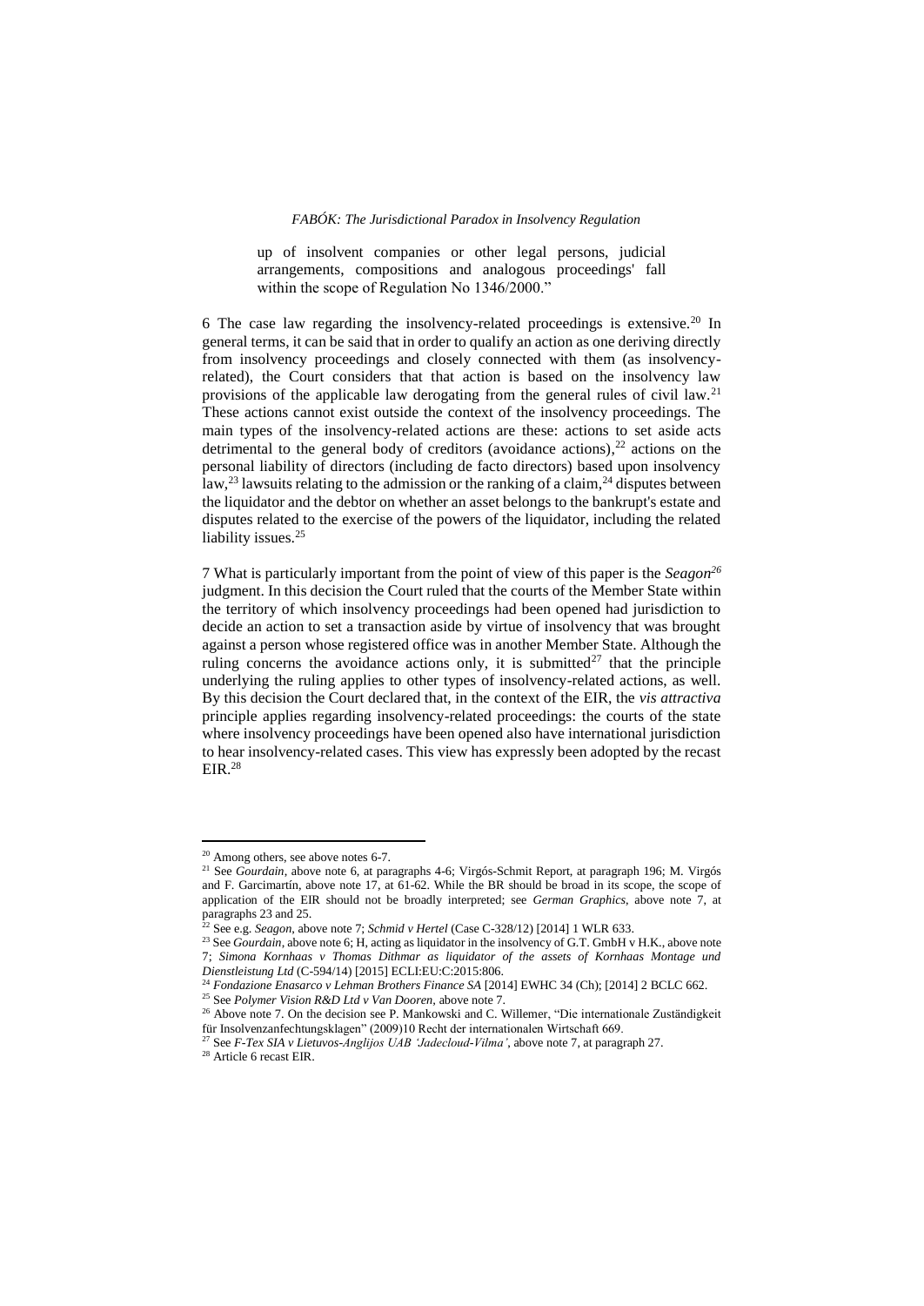> up of insolvent companies or other legal persons, judicial arrangements, compositions and analogous proceedings' fall within the scope of Regulation No 1346/2000."

6 The case law regarding the insolvency-related proceedings is extensive.[20] In general terms, it can be said that in order to qualify an action as one deriving directly from insolvency proceedings and closely connected with them (as insolvency-related), the Court considers that that action is based on the insolvency law provisions of the applicable law derogating from the general rules of civil law.[21] These actions cannot exist outside the context of the insolvency proceedings. The main types of the insolvency-related actions are these: actions to set aside acts detrimental to the general body of creditors (avoidance actions),[22] actions on the personal liability of directors (including de facto directors) based upon insolvency law,[23] lawsuits relating to the admission or the ranking of a claim,[24] disputes between the liquidator and the debtor on whether an asset belongs to the bankrupt's estate and disputes related to the exercise of the powers of the liquidator, including the related liability issues.[25]

7 What is particularly important from the point of view of this paper is the *Seagon*[26] judgment. In this decision the Court ruled that the courts of the Member State within the territory of which insolvency proceedings had been opened had jurisdiction to decide an action to set a transaction aside by virtue of insolvency that was brought against a person whose registered office was in another Member State. Although the ruling concerns the avoidance actions only, it is submitted[27] that the principle underlying the ruling applies to other types of insolvency-related actions, as well. By this decision the Court declared that, in the context of the EIR, the *vis attractiva* principle applies regarding insolvency-related proceedings: the courts of the state where insolvency proceedings have been opened also have international jurisdiction to hear insolvency-related cases. This view has expressly been adopted by the recast EIR.[28]

---

[20] Among others, see above notes 6-7.

[21] See *Gourdain*, above note 6, at paragraphs 4-6; Virgós-Schmit Report, at paragraph 196; M. Virgós and F. Garcimartín, above note 17, at 61-62. While the BR should be broad in its scope, the scope of application of the EIR should not be broadly interpreted; see *German Graphics*, above note 7, at paragraphs 23 and 25.

[22] See e.g. *Seagon*, above note 7; *Schmid v Hertel* (Case C-328/12) [2014] 1 WLR 633.

[23] See *Gourdain*, above note 6; H, acting as liquidator in the insolvency of G.T. GmbH v H.K., above note 7; *Simona Kornhaas v Thomas Dithmar as liquidator of the assets of Kornhaas Montage und Dienstleistung Ltd* (C-594/14) [2015] ECLI:EU:C:2015:806.

[24] *Fondazione Enasarco v Lehman Brothers Finance SA* [2014] EWHC 34 (Ch); [2014] 2 BCLC 662.

[25] See *Polymer Vision R&D Ltd v Van Dooren*, above note 7.

[26] Above note 7. On the decision see P. Mankowski and C. Willemer, "Die internationale Zuständigkeit für Insolvenzanfechtungsklagen" (2009)10 Recht der internationalen Wirtschaft 669.

[27] See *F-Tex SIA v Lietuvos-Anglijos UAB 'Jadecloud-Vilma'*, above note 7, at paragraph 27.

[28] Article 6 recast EIR.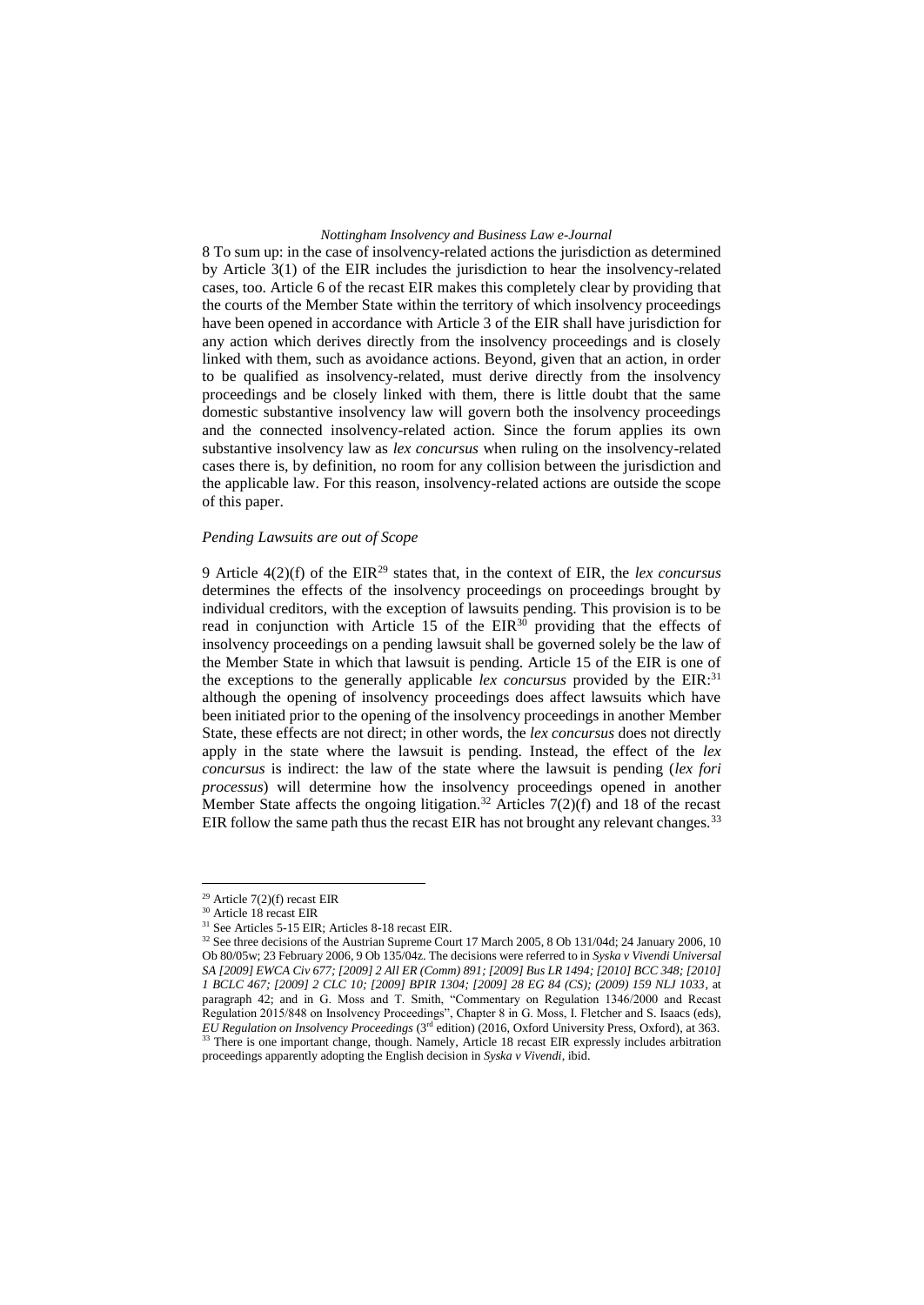8 To sum up: in the case of insolvency-related actions the jurisdiction as determined by Article 3(1) of the EIR includes the jurisdiction to hear the insolvency-related cases, too. Article 6 of the recast EIR makes this completely clear by providing that the courts of the Member State within the territory of which insolvency proceedings have been opened in accordance with Article 3 of the EIR shall have jurisdiction for any action which derives directly from the insolvency proceedings and is closely linked with them, such as avoidance actions. Beyond, given that an action, in order to be qualified as insolvency-related, must derive directly from the insolvency proceedings and be closely linked with them, there is little doubt that the same domestic substantive insolvency law will govern both the insolvency proceedings and the connected insolvency-related action. Since the forum applies its own substantive insolvency law as *lex concursus* when ruling on the insolvency-related cases there is, by definition, no room for any collision between the jurisdiction and the applicable law. For this reason, insolvency-related actions are outside the scope of this paper.

*Pending Lawsuits are out of Scope*

9 Article 4(2)(f) of the EIR[29] states that, in the context of EIR, the *lex concursus* determines the effects of the insolvency proceedings on proceedings brought by individual creditors, with the exception of lawsuits pending. This provision is to be read in conjunction with Article 15 of the EIR[30] providing that the effects of insolvency proceedings on a pending lawsuit shall be governed solely be the law of the Member State in which that lawsuit is pending. Article 15 of the EIR is one of the exceptions to the generally applicable *lex concursus* provided by the EIR:[31] although the opening of insolvency proceedings does affect lawsuits which have been initiated prior to the opening of the insolvency proceedings in another Member State, these effects are not direct; in other words, the *lex concursus* does not directly apply in the state where the lawsuit is pending. Instead, the effect of the *lex concursus* is indirect: the law of the state where the lawsuit is pending (*lex fori processus*) will determine how the insolvency proceedings opened in another Member State affects the ongoing litigation.[32] Articles 7(2)(f) and 18 of the recast EIR follow the same path thus the recast EIR has not brought any relevant changes.[33]

---

[29] Article 7(2)(f) recast EIR

[30] Article 18 recast EIR

[31] See Articles 5-15 EIR; Articles 8-18 recast EIR.

[32] See three decisions of the Austrian Supreme Court 17 March 2005, 8 Ob 131/04d; 24 January 2006, 10 Ob 80/05w; 23 February 2006, 9 Ob 135/04z. The decisions were referred to in *Syska v Vivendi Universal SA [2009] EWCA Civ 677; [2009] 2 All ER (Comm) 891; [2009] Bus LR 1494; [2010] BCC 348; [2010] 1 BCLC 467; [2009] 2 CLC 10; [2009] BPIR 1304; [2009] 28 EG 84 (CS); (2009) 159 NLJ 1033*, at paragraph 42; and in G. Moss and T. Smith, "Commentary on Regulation 1346/2000 and Recast Regulation 2015/848 on Insolvency Proceedings", Chapter 8 in G. Moss, I. Fletcher and S. Isaacs (eds), *EU Regulation on Insolvency Proceedings* (3rd edition) (2016, Oxford University Press, Oxford), at 363.

[33] There is one important change, though. Namely, Article 18 recast EIR expressly includes arbitration proceedings apparently adopting the English decision in *Syska v Vivendi*, ibid.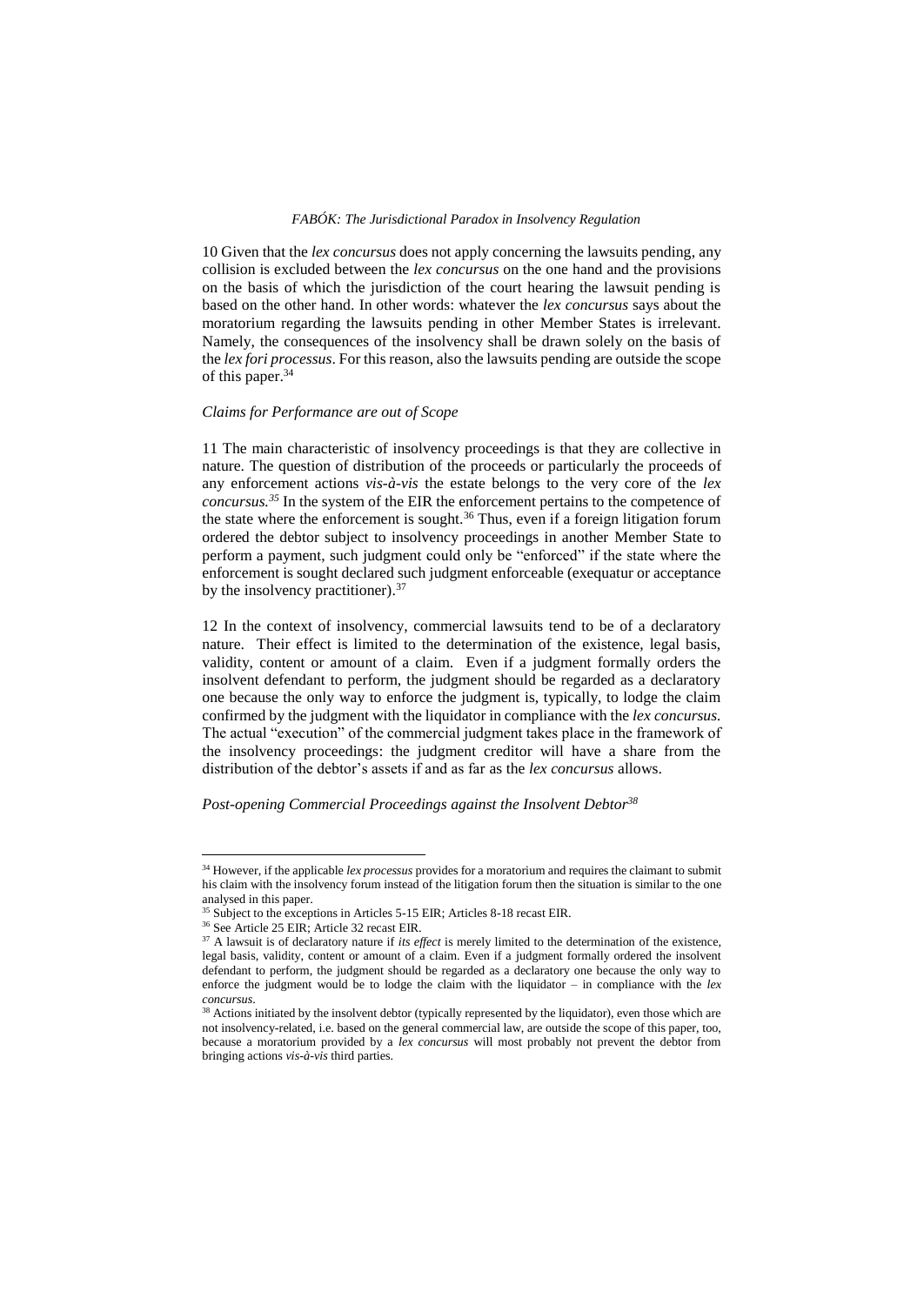10 Given that the *lex concursus* does not apply concerning the lawsuits pending, any collision is excluded between the *lex concursus* on the one hand and the provisions on the basis of which the jurisdiction of the court hearing the lawsuit pending is based on the other hand. In other words: whatever the *lex concursus* says about the moratorium regarding the lawsuits pending in other Member States is irrelevant. Namely, the consequences of the insolvency shall be drawn solely on the basis of the *lex fori processus*. For this reason, also the lawsuits pending are outside the scope of this paper.[34]

### *Claims for Performance are out of Scope*

11 The main characteristic of insolvency proceedings is that they are collective in nature. The question of distribution of the proceeds or particularly the proceeds of any enforcement actions *vis-à-vis* the estate belongs to the very core of the *lex concursus.*[35] In the system of the EIR the enforcement pertains to the competence of the state where the enforcement is sought.[36] Thus, even if a foreign litigation forum ordered the debtor subject to insolvency proceedings in another Member State to perform a payment, such judgment could only be "enforced" if the state where the enforcement is sought declared such judgment enforceable (exequatur or acceptance by the insolvency practitioner).[37]

12 In the context of insolvency, commercial lawsuits tend to be of a declaratory nature. Their effect is limited to the determination of the existence, legal basis, validity, content or amount of a claim. Even if a judgment formally orders the insolvent defendant to perform, the judgment should be regarded as a declaratory one because the only way to enforce the judgment is, typically, to lodge the claim confirmed by the judgment with the liquidator in compliance with the *lex concursus.* The actual "execution" of the commercial judgment takes place in the framework of the insolvency proceedings: the judgment creditor will have a share from the distribution of the debtor's assets if and as far as the *lex concursus* allows.

### *Post-opening Commercial Proceedings against the Insolvent Debtor*[38]

---

[34] However, if the applicable *lex processus* provides for a moratorium and requires the claimant to submit his claim with the insolvency forum instead of the litigation forum then the situation is similar to the one analysed in this paper.

[35] Subject to the exceptions in Articles 5-15 EIR; Articles 8-18 recast EIR.

[36] See Article 25 EIR; Article 32 recast EIR.

[37] A lawsuit is of declaratory nature if *its effect* is merely limited to the determination of the existence, legal basis, validity, content or amount of a claim. Even if a judgment formally ordered the insolvent defendant to perform, the judgment should be regarded as a declaratory one because the only way to enforce the judgment would be to lodge the claim with the liquidator – in compliance with the *lex concursus*.

[38] Actions initiated by the insolvent debtor (typically represented by the liquidator), even those which are not insolvency-related, i.e. based on the general commercial law, are outside the scope of this paper, too, because a moratorium provided by a *lex concursus* will most probably not prevent the debtor from bringing actions *vis-à-vis* third parties.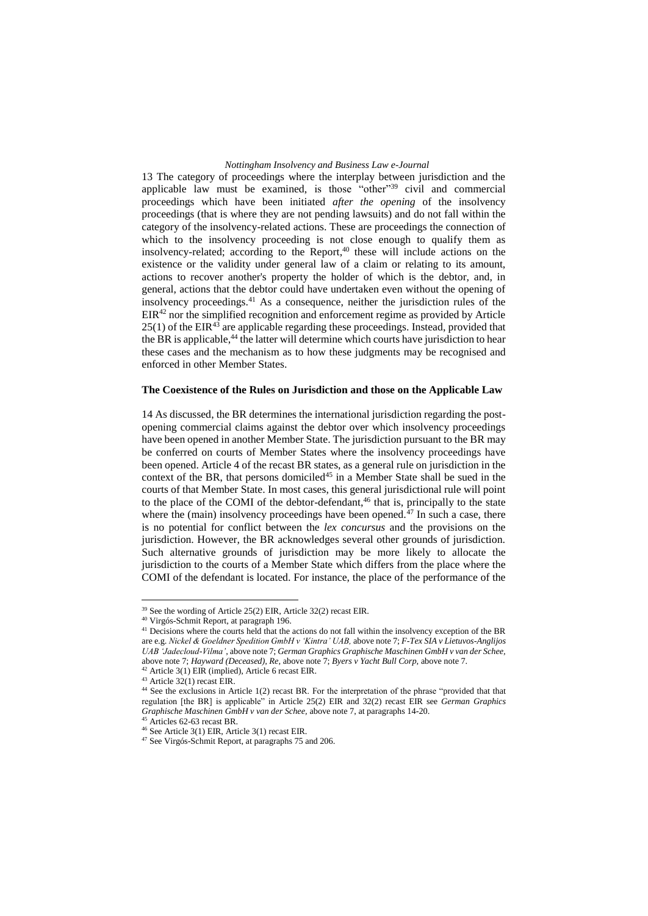13 The category of proceedings where the interplay between jurisdiction and the applicable law must be examined, is those "other"[39] civil and commercial proceedings which have been initiated *after the opening* of the insolvency proceedings (that is where they are not pending lawsuits) and do not fall within the category of the insolvency-related actions. These are proceedings the connection of which to the insolvency proceeding is not close enough to qualify them as insolvency-related; according to the Report,[40] these will include actions on the existence or the validity under general law of a claim or relating to its amount, actions to recover another's property the holder of which is the debtor, and, in general, actions that the debtor could have undertaken even without the opening of insolvency proceedings.[41] As a consequence, neither the jurisdiction rules of the EIR[42] nor the simplified recognition and enforcement regime as provided by Article 25(1) of the EIR[43] are applicable regarding these proceedings. Instead, provided that the BR is applicable,[44] the latter will determine which courts have jurisdiction to hear these cases and the mechanism as to how these judgments may be recognised and enforced in other Member States.

**The Coexistence of the Rules on Jurisdiction and those on the Applicable Law**

14 As discussed, the BR determines the international jurisdiction regarding the post-opening commercial claims against the debtor over which insolvency proceedings have been opened in another Member State. The jurisdiction pursuant to the BR may be conferred on courts of Member States where the insolvency proceedings have been opened. Article 4 of the recast BR states, as a general rule on jurisdiction in the context of the BR, that persons domiciled[45] in a Member State shall be sued in the courts of that Member State. In most cases, this general jurisdictional rule will point to the place of the COMI of the debtor-defendant,[46] that is, principally to the state where the (main) insolvency proceedings have been opened.[47] In such a case, there is no potential for conflict between the *lex concursus* and the provisions on the jurisdiction. However, the BR acknowledges several other grounds of jurisdiction. Such alternative grounds of jurisdiction may be more likely to allocate the jurisdiction to the courts of a Member State which differs from the place where the COMI of the defendant is located. For instance, the place of the performance of the

---

[39] See the wording of Article 25(2) EIR, Article 32(2) recast EIR.

[40] Virgós-Schmit Report, at paragraph 196.

[41] Decisions where the courts held that the actions do not fall within the insolvency exception of the BR are e.g. *Nickel & Goeldner Spedition GmbH v 'Kintra' UAB,* above note 7; *F-Tex SIA v Lietuvos-Anglijos UAB 'Jadecloud-Vilma'*, above note 7; *German Graphics Graphische Maschinen GmbH v van der Schee,* above note 7; *Hayward (Deceased), Re,* above note 7; *Byers v Yacht Bull Corp,* above note 7.

[42] Article 3(1) EIR (implied), Article 6 recast EIR.

[43] Article 32(1) recast EIR.

[44] See the exclusions in Article 1(2) recast BR. For the interpretation of the phrase "provided that that regulation [the BR] is applicable" in Article 25(2) EIR and 32(2) recast EIR see *German Graphics Graphische Maschinen GmbH v van der Schee,* above note 7, at paragraphs 14-20.

[45] Articles 62-63 recast BR.

[46] See Article 3(1) EIR, Article 3(1) recast EIR.

[47] See Virgós-Schmit Report, at paragraphs 75 and 206.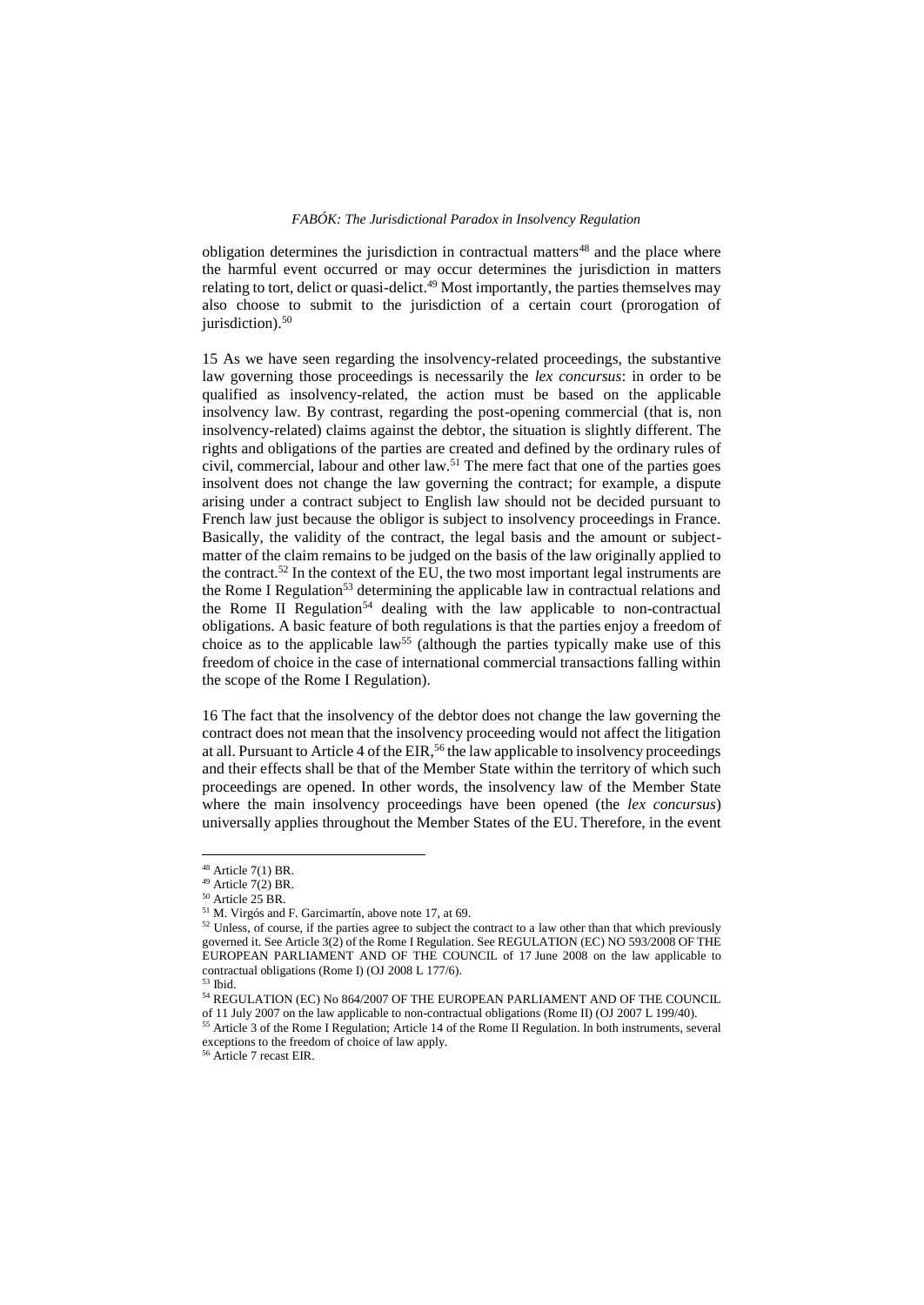obligation determines the jurisdiction in contractual matters[48] and the place where the harmful event occurred or may occur determines the jurisdiction in matters relating to tort, delict or quasi-delict.[49] Most importantly, the parties themselves may also choose to submit to the jurisdiction of a certain court (prorogation of jurisdiction).[50]

15 As we have seen regarding the insolvency-related proceedings, the substantive law governing those proceedings is necessarily the *lex concursus*: in order to be qualified as insolvency-related, the action must be based on the applicable insolvency law. By contrast, regarding the post-opening commercial (that is, non insolvency-related) claims against the debtor, the situation is slightly different. The rights and obligations of the parties are created and defined by the ordinary rules of civil, commercial, labour and other law.[51] The mere fact that one of the parties goes insolvent does not change the law governing the contract; for example, a dispute arising under a contract subject to English law should not be decided pursuant to French law just because the obligor is subject to insolvency proceedings in France. Basically, the validity of the contract, the legal basis and the amount or subject-matter of the claim remains to be judged on the basis of the law originally applied to the contract.[52] In the context of the EU, the two most important legal instruments are the Rome I Regulation[53] determining the applicable law in contractual relations and the Rome II Regulation[54] dealing with the law applicable to non-contractual obligations. A basic feature of both regulations is that the parties enjoy a freedom of choice as to the applicable law[55] (although the parties typically make use of this freedom of choice in the case of international commercial transactions falling within the scope of the Rome I Regulation).

16 The fact that the insolvency of the debtor does not change the law governing the contract does not mean that the insolvency proceeding would not affect the litigation at all. Pursuant to Article 4 of the EIR,[56] the law applicable to insolvency proceedings and their effects shall be that of the Member State within the territory of which such proceedings are opened. In other words, the insolvency law of the Member State where the main insolvency proceedings have been opened (the *lex concursus*) universally applies throughout the Member States of the EU. Therefore, in the event

---

[48] Article 7(1) BR.

[49] Article 7(2) BR.

[50] Article 25 BR.

[51] M. Virgós and F. Garcimartín, above note 17, at 69.

[52] Unless, of course, if the parties agree to subject the contract to a law other than that which previously governed it. See Article 3(2) of the Rome I Regulation. See REGULATION (EC) NO 593/2008 OF THE EUROPEAN PARLIAMENT AND OF THE COUNCIL of 17 June 2008 on the law applicable to contractual obligations (Rome I) (OJ 2008 L 177/6).

[53] Ibid.

[54] REGULATION (EC) No 864/2007 OF THE EUROPEAN PARLIAMENT AND OF THE COUNCIL of 11 July 2007 on the law applicable to non-contractual obligations (Rome II) (OJ 2007 L 199/40).

[55] Article 3 of the Rome I Regulation; Article 14 of the Rome II Regulation. In both instruments, several exceptions to the freedom of choice of law apply.

[56] Article 7 recast EIR.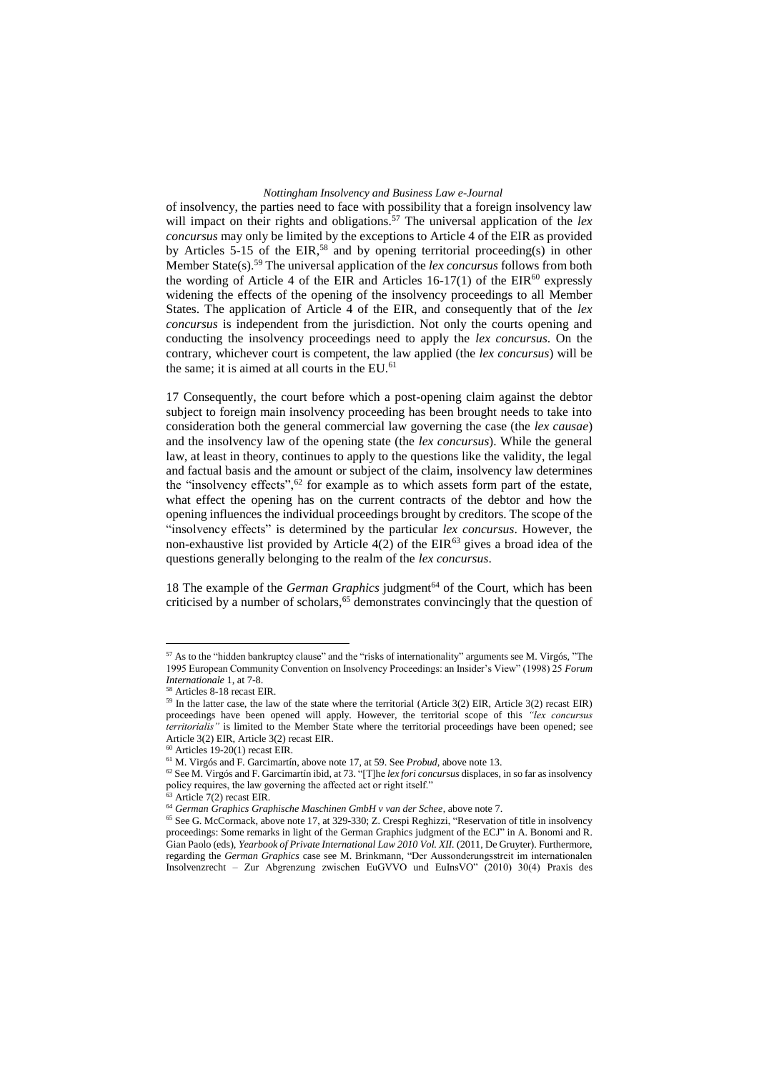of insolvency, the parties need to face with possibility that a foreign insolvency law will impact on their rights and obligations.[57] The universal application of the *lex concursus* may only be limited by the exceptions to Article 4 of the EIR as provided by Articles 5-15 of the EIR,[58] and by opening territorial proceeding(s) in other Member State(s).[59] The universal application of the *lex concursus* follows from both the wording of Article 4 of the EIR and Articles 16-17(1) of the EIR[60] expressly widening the effects of the opening of the insolvency proceedings to all Member States. The application of Article 4 of the EIR, and consequently that of the *lex concursus* is independent from the jurisdiction. Not only the courts opening and conducting the insolvency proceedings need to apply the *lex concursus*. On the contrary, whichever court is competent, the law applied (the *lex concursus*) will be the same; it is aimed at all courts in the EU.[61]

17 Consequently, the court before which a post-opening claim against the debtor subject to foreign main insolvency proceeding has been brought needs to take into consideration both the general commercial law governing the case (the *lex causae*) and the insolvency law of the opening state (the *lex concursus*). While the general law, at least in theory, continues to apply to the questions like the validity, the legal and factual basis and the amount or subject of the claim, insolvency law determines the "insolvency effects",[62] for example as to which assets form part of the estate, what effect the opening has on the current contracts of the debtor and how the opening influences the individual proceedings brought by creditors. The scope of the "insolvency effects" is determined by the particular *lex concursus*. However, the non-exhaustive list provided by Article 4(2) of the EIR[63] gives a broad idea of the questions generally belonging to the realm of the *lex concursus*.

18 The example of the *German Graphics* judgment[64] of the Court, which has been criticised by a number of scholars,[65] demonstrates convincingly that the question of

---

[57] As to the "hidden bankruptcy clause" and the "risks of internationality" arguments see M. Virgós, "The 1995 European Community Convention on Insolvency Proceedings: an Insider's View" (1998) 25 *Forum Internationale* 1, at 7-8.

[58] Articles 8-18 recast EIR.

[59] In the latter case, the law of the state where the territorial (Article 3(2) EIR, Article 3(2) recast EIR) proceedings have been opened will apply. However, the territorial scope of this *"lex concursus territorialis"* is limited to the Member State where the territorial proceedings have been opened; see Article 3(2) EIR, Article 3(2) recast EIR.

[60] Articles 19-20(1) recast EIR.

[61] M. Virgós and F. Garcimartín, above note 17, at 59. See *Probud*, above note 13.

[62] See M. Virgós and F. Garcimartín ibid, at 73. "[T]he *lex fori concursus* displaces, in so far as insolvency policy requires, the law governing the affected act or right itself."

[63] Article 7(2) recast EIR.

[64] *German Graphics Graphische Maschinen GmbH v van der Schee*, above note 7.

[65] See G. McCormack, above note 17, at 329-330; Z. Crespi Reghizzi, "Reservation of title in insolvency proceedings: Some remarks in light of the German Graphics judgment of the ECJ" in A. Bonomi and R. Gian Paolo (eds), *Yearbook of Private International Law 2010 Vol. XII.* (2011, De Gruyter). Furthermore, regarding the *German Graphics* case see M. Brinkmann, "Der Aussonderungsstreit im internationalen Insolvenzrecht – Zur Abgrenzung zwischen EuGVVO und EuInsVO" (2010) 30(4) Praxis des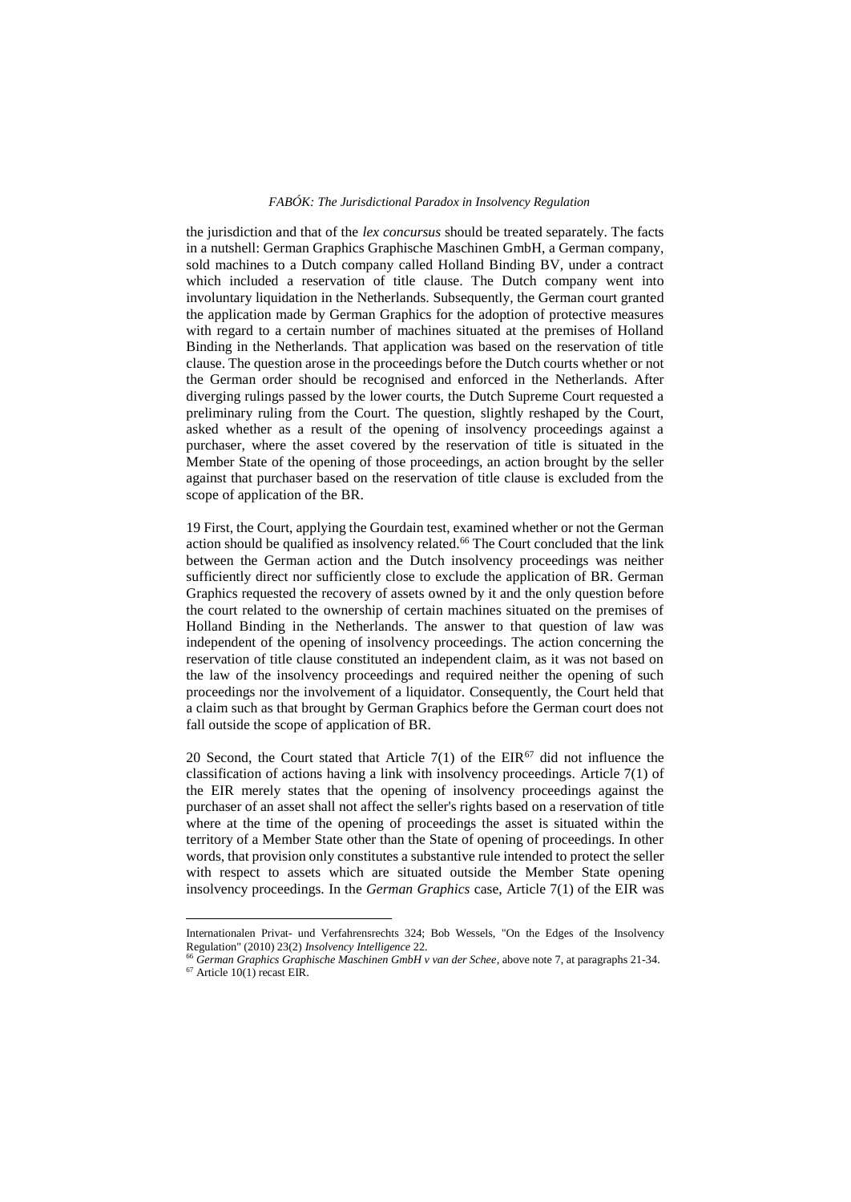the jurisdiction and that of the *lex concursus* should be treated separately. The facts in a nutshell: German Graphics Graphische Maschinen GmbH, a German company, sold machines to a Dutch company called Holland Binding BV, under a contract which included a reservation of title clause. The Dutch company went into involuntary liquidation in the Netherlands. Subsequently, the German court granted the application made by German Graphics for the adoption of protective measures with regard to a certain number of machines situated at the premises of Holland Binding in the Netherlands. That application was based on the reservation of title clause. The question arose in the proceedings before the Dutch courts whether or not the German order should be recognised and enforced in the Netherlands. After diverging rulings passed by the lower courts, the Dutch Supreme Court requested a preliminary ruling from the Court. The question, slightly reshaped by the Court, asked whether as a result of the opening of insolvency proceedings against a purchaser, where the asset covered by the reservation of title is situated in the Member State of the opening of those proceedings, an action brought by the seller against that purchaser based on the reservation of title clause is excluded from the scope of application of the BR.

19 First, the Court, applying the Gourdain test, examined whether or not the German action should be qualified as insolvency related.[66] The Court concluded that the link between the German action and the Dutch insolvency proceedings was neither sufficiently direct nor sufficiently close to exclude the application of BR. German Graphics requested the recovery of assets owned by it and the only question before the court related to the ownership of certain machines situated on the premises of Holland Binding in the Netherlands. The answer to that question of law was independent of the opening of insolvency proceedings. The action concerning the reservation of title clause constituted an independent claim, as it was not based on the law of the insolvency proceedings and required neither the opening of such proceedings nor the involvement of a liquidator. Consequently, the Court held that a claim such as that brought by German Graphics before the German court does not fall outside the scope of application of BR.

20 Second, the Court stated that Article 7(1) of the EIR[67] did not influence the classification of actions having a link with insolvency proceedings. Article 7(1) of the EIR merely states that the opening of insolvency proceedings against the purchaser of an asset shall not affect the seller's rights based on a reservation of title where at the time of the opening of proceedings the asset is situated within the territory of a Member State other than the State of opening of proceedings. In other words, that provision only constitutes a substantive rule intended to protect the seller with respect to assets which are situated outside the Member State opening insolvency proceedings. In the *German Graphics* case, Article 7(1) of the EIR was

---

Internationalen Privat- und Verfahrensrechts 324; Bob Wessels, "On the Edges of the Insolvency Regulation" (2010) 23(2) *Insolvency Intelligence* 22.

[66] *German Graphics Graphische Maschinen GmbH v van der Schee*, above note 7, at paragraphs 21-34.

[67] Article 10(1) recast EIR.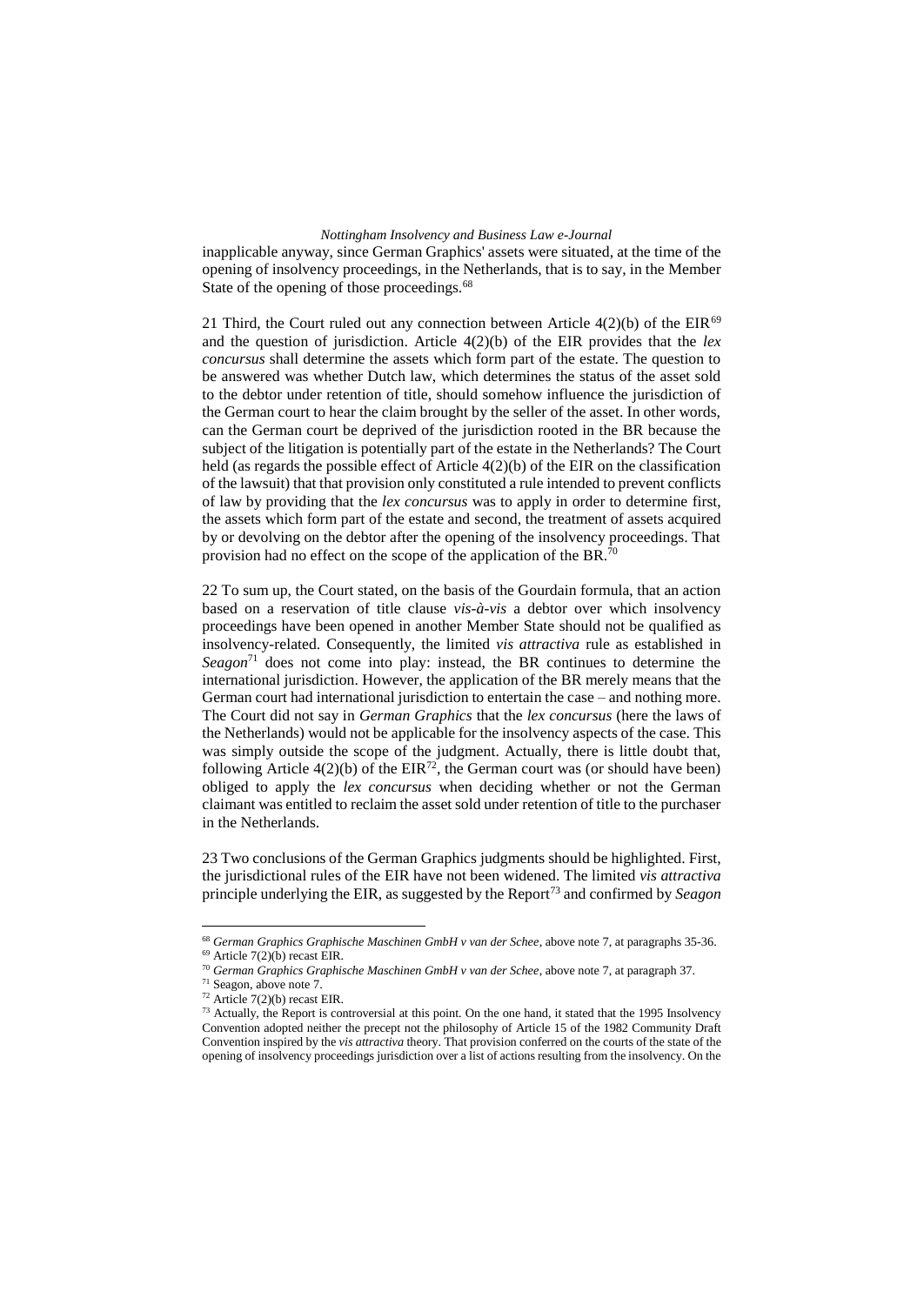inapplicable anyway, since German Graphics' assets were situated, at the time of the opening of insolvency proceedings, in the Netherlands, that is to say, in the Member State of the opening of those proceedings.[68]

21 Third, the Court ruled out any connection between Article 4(2)(b) of the EIR[69] and the question of jurisdiction. Article 4(2)(b) of the EIR provides that the *lex concursus* shall determine the assets which form part of the estate. The question to be answered was whether Dutch law, which determines the status of the asset sold to the debtor under retention of title, should somehow influence the jurisdiction of the German court to hear the claim brought by the seller of the asset. In other words, can the German court be deprived of the jurisdiction rooted in the BR because the subject of the litigation is potentially part of the estate in the Netherlands? The Court held (as regards the possible effect of Article 4(2)(b) of the EIR on the classification of the lawsuit) that that provision only constituted a rule intended to prevent conflicts of law by providing that the *lex concursus* was to apply in order to determine first, the assets which form part of the estate and second, the treatment of assets acquired by or devolving on the debtor after the opening of the insolvency proceedings. That provision had no effect on the scope of the application of the BR.[70]

22 To sum up, the Court stated, on the basis of the Gourdain formula, that an action based on a reservation of title clause *vis-à-vis* a debtor over which insolvency proceedings have been opened in another Member State should not be qualified as insolvency-related. Consequently, the limited *vis attractiva* rule as established in *Seagon*[71] does not come into play: instead, the BR continues to determine the international jurisdiction. However, the application of the BR merely means that the German court had international jurisdiction to entertain the case – and nothing more. The Court did not say in *German Graphics* that the *lex concursus* (here the laws of the Netherlands) would not be applicable for the insolvency aspects of the case. This was simply outside the scope of the judgment. Actually, there is little doubt that, following Article 4(2)(b) of the EIR[72], the German court was (or should have been) obliged to apply the *lex concursus* when deciding whether or not the German claimant was entitled to reclaim the asset sold under retention of title to the purchaser in the Netherlands.

23 Two conclusions of the German Graphics judgments should be highlighted. First, the jurisdictional rules of the EIR have not been widened. The limited *vis attractiva* principle underlying the EIR, as suggested by the Report[73] and confirmed by *Seagon*

---

[68] *German Graphics Graphische Maschinen GmbH v van der Schee*, above note 7, at paragraphs 35-36.

[69] Article 7(2)(b) recast EIR.

[70] *German Graphics Graphische Maschinen GmbH v van der Schee*, above note 7, at paragraph 37.

[71] Seagon, above note 7.

[72] Article 7(2)(b) recast EIR.

[73] Actually, the Report is controversial at this point. On the one hand, it stated that the 1995 Insolvency Convention adopted neither the precept not the philosophy of Article 15 of the 1982 Community Draft Convention inspired by the *vis attractiva* theory. That provision conferred on the courts of the state of the opening of insolvency proceedings jurisdiction over a list of actions resulting from the insolvency. On the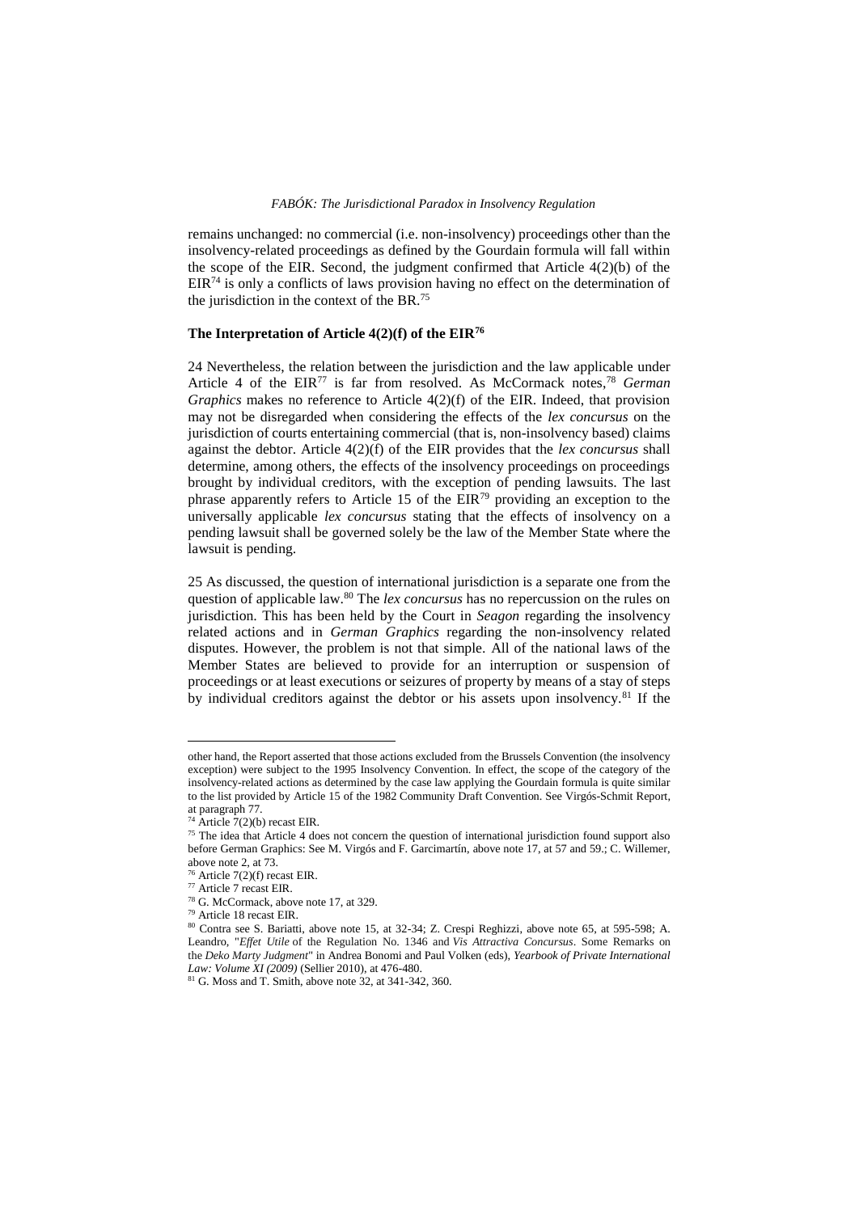remains unchanged: no commercial (i.e. non-insolvency) proceedings other than the insolvency-related proceedings as defined by the Gourdain formula will fall within the scope of the EIR. Second, the judgment confirmed that Article 4(2)(b) of the EIR[74] is only a conflicts of laws provision having no effect on the determination of the jurisdiction in the context of the BR.[75]

### The Interpretation of Article 4(2)(f) of the EIR[76]

24 Nevertheless, the relation between the jurisdiction and the law applicable under Article 4 of the EIR[77] is far from resolved. As McCormack notes,[78] *German Graphics* makes no reference to Article 4(2)(f) of the EIR. Indeed, that provision may not be disregarded when considering the effects of the *lex concursus* on the jurisdiction of courts entertaining commercial (that is, non-insolvency based) claims against the debtor. Article 4(2)(f) of the EIR provides that the *lex concursus* shall determine, among others, the effects of the insolvency proceedings on proceedings brought by individual creditors, with the exception of pending lawsuits. The last phrase apparently refers to Article 15 of the EIR[79] providing an exception to the universally applicable *lex concursus* stating that the effects of insolvency on a pending lawsuit shall be governed solely be the law of the Member State where the lawsuit is pending.

25 As discussed, the question of international jurisdiction is a separate one from the question of applicable law.[80] The *lex concursus* has no repercussion on the rules on jurisdiction. This has been held by the Court in *Seagon* regarding the insolvency related actions and in *German Graphics* regarding the non-insolvency related disputes. However, the problem is not that simple. All of the national laws of the Member States are believed to provide for an interruption or suspension of proceedings or at least executions or seizures of property by means of a stay of steps by individual creditors against the debtor or his assets upon insolvency.[81] If the

---

other hand, the Report asserted that those actions excluded from the Brussels Convention (the insolvency exception) were subject to the 1995 Insolvency Convention. In effect, the scope of the category of the insolvency-related actions as determined by the case law applying the Gourdain formula is quite similar to the list provided by Article 15 of the 1982 Community Draft Convention. See Virgós-Schmit Report, at paragraph 77.

[74] Article 7(2)(b) recast EIR.

[75] The idea that Article 4 does not concern the question of international jurisdiction found support also before German Graphics: See M. Virgós and F. Garcimartín, above note 17, at 57 and 59.; C. Willemer, above note 2, at 73.

[76] Article 7(2)(f) recast EIR.

[77] Article 7 recast EIR.

[78] G. McCormack, above note 17, at 329.

[79] Article 18 recast EIR.

[80] Contra see S. Bariatti, above note 15, at 32-34; Z. Crespi Reghizzi, above note 65, at 595-598; A. Leandro, "*Effet Utile* of the Regulation No. 1346 and *Vis Attractiva Concursus*. Some Remarks on the *Deko Marty Judgment*" in Andrea Bonomi and Paul Volken (eds), *Yearbook of Private International Law: Volume XI (2009)* (Sellier 2010), at 476-480.

[81] G. Moss and T. Smith, above note 32, at 341-342, 360.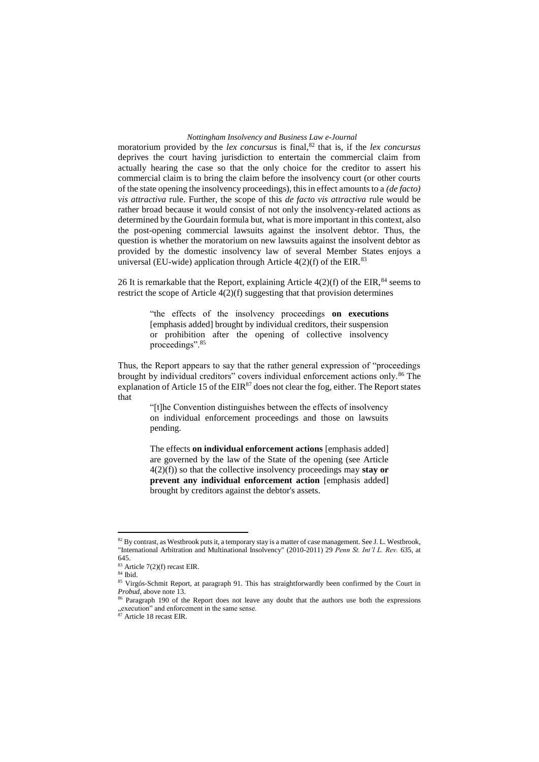moratorium provided by the *lex concursus* is final,[82] that is, if the *lex concursus* deprives the court having jurisdiction to entertain the commercial claim from actually hearing the case so that the only choice for the creditor to assert his commercial claim is to bring the claim before the insolvency court (or other courts of the state opening the insolvency proceedings), this in effect amounts to a *(de facto) vis attractiva* rule. Further, the scope of this *de facto vis attractiva* rule would be rather broad because it would consist of not only the insolvency-related actions as determined by the Gourdain formula but, what is more important in this context, also the post-opening commercial lawsuits against the insolvent debtor. Thus, the question is whether the moratorium on new lawsuits against the insolvent debtor as provided by the domestic insolvency law of several Member States enjoys a universal (EU-wide) application through Article 4(2)(f) of the EIR.[83]

26 It is remarkable that the Report, explaining Article 4(2)(f) of the EIR,[84] seems to restrict the scope of Article 4(2)(f) suggesting that that provision determines

> "the effects of the insolvency proceedings **on executions** [emphasis added] brought by individual creditors, their suspension or prohibition after the opening of collective insolvency proceedings".[85]

Thus, the Report appears to say that the rather general expression of "proceedings brought by individual creditors" covers individual enforcement actions only.[86] The explanation of Article 15 of the EIR[87] does not clear the fog, either. The Report states that

> "[t]he Convention distinguishes between the effects of insolvency on individual enforcement proceedings and those on lawsuits pending.
>
> The effects **on individual enforcement actions** [emphasis added] are governed by the law of the State of the opening (see Article 4(2)(f)) so that the collective insolvency proceedings may **stay or prevent any individual enforcement action** [emphasis added] brought by creditors against the debtor's assets.

---

[82] By contrast, as Westbrook puts it, a temporary stay is a matter of case management. See J. L. Westbrook, "International Arbitration and Multinational Insolvency" (2010-2011) 29 *Penn St. Int'l L. Rev.* 635, at 645.

[83] Article 7(2)(f) recast EIR.

[84] Ibid.

[85] Virgós-Schmit Report, at paragraph 91. This has straightforwardly been confirmed by the Court in *Probud*, above note 13.

[86] Paragraph 190 of the Report does not leave any doubt that the authors use both the expressions „execution" and enforcement in the same sense.

[87] Article 18 recast EIR.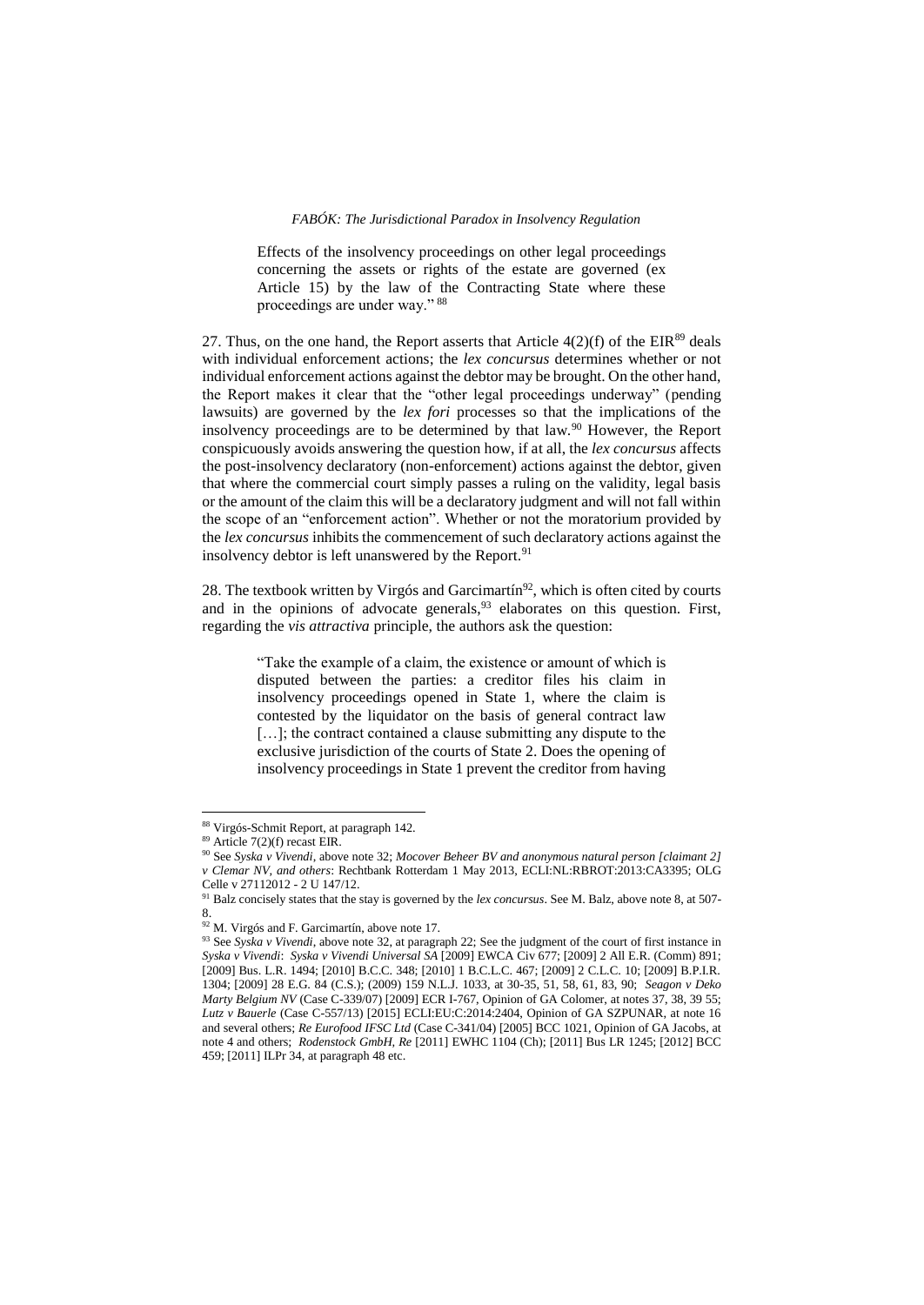> Effects of the insolvency proceedings on other legal proceedings concerning the assets or rights of the estate are governed (ex Article 15) by the law of the Contracting State where these proceedings are under way."[88]

27. Thus, on the one hand, the Report asserts that Article 4(2)(f) of the EIR[89] deals with individual enforcement actions; the *lex concursus* determines whether or not individual enforcement actions against the debtor may be brought. On the other hand, the Report makes it clear that the "other legal proceedings underway" (pending lawsuits) are governed by the *lex fori* processes so that the implications of the insolvency proceedings are to be determined by that law.[90] However, the Report conspicuously avoids answering the question how, if at all, the *lex concursus* affects the post-insolvency declaratory (non-enforcement) actions against the debtor, given that where the commercial court simply passes a ruling on the validity, legal basis or the amount of the claim this will be a declaratory judgment and will not fall within the scope of an "enforcement action". Whether or not the moratorium provided by the *lex concursus* inhibits the commencement of such declaratory actions against the insolvency debtor is left unanswered by the Report.[91]

28. The textbook written by Virgós and Garcimartín[92], which is often cited by courts and in the opinions of advocate generals,[93] elaborates on this question. First, regarding the *vis attractiva* principle, the authors ask the question:

> "Take the example of a claim, the existence or amount of which is disputed between the parties: a creditor files his claim in insolvency proceedings opened in State 1, where the claim is contested by the liquidator on the basis of general contract law […]; the contract contained a clause submitting any dispute to the exclusive jurisdiction of the courts of State 2. Does the opening of insolvency proceedings in State 1 prevent the creditor from having

---

[88] Virgós-Schmit Report, at paragraph 142.

[89] Article 7(2)(f) recast EIR.

[90] See *Syska v Vivendi*, above note 32; *Mocover Beheer BV and anonymous natural person [claimant 2] v Clemar NV, and others*: Rechtbank Rotterdam 1 May 2013, ECLI:NL:RBROT:2013:CA3395; OLG Celle v 27112012 - 2 U 147/12.

[91] Balz concisely states that the stay is governed by the *lex concursus*. See M. Balz, above note 8, at 507-8.

[92] M. Virgós and F. Garcimartín, above note 17.

[93] See *Syska v Vivendi*, above note 32, at paragraph 22; See the judgment of the court of first instance in *Syska v Vivendi*: *Syska v Vivendi Universal SA* [2009] EWCA Civ 677; [2009] 2 All E.R. (Comm) 891; [2009] Bus. L.R. 1494; [2010] B.C.C. 348; [2010] 1 B.C.L.C. 467; [2009] 2 C.L.C. 10; [2009] B.P.I.R. 1304; [2009] 28 E.G. 84 (C.S.); (2009) 159 N.L.J. 1033, at 30-35, 51, 58, 61, 83, 90; *Seagon v Deko Marty Belgium NV* (Case C-339/07) [2009] ECR I-767, Opinion of GA Colomer, at notes 37, 38, 39 55; *Lutz v Bauerle* (Case C-557/13) [2015] ECLI:EU:C:2014:2404, Opinion of GA SZPUNAR, at note 16 and several others; *Re Eurofood IFSC Ltd* (Case C-341/04) [2005] BCC 1021, Opinion of GA Jacobs, at note 4 and others; *Rodenstock GmbH, Re* [2011] EWHC 1104 (Ch); [2011] Bus LR 1245; [2012] BCC 459; [2011] ILPr 34, at paragraph 48 etc.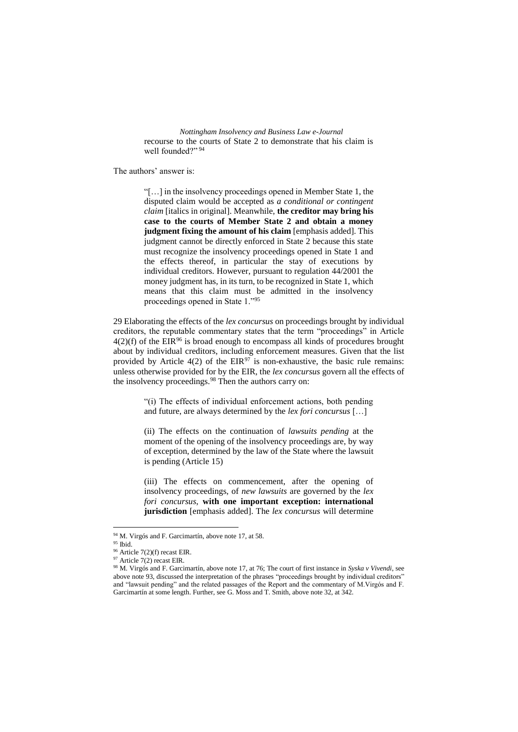> recourse to the courts of State 2 to demonstrate that his claim is well founded?" [94]

The authors' answer is:

> "[…] in the insolvency proceedings opened in Member State 1, the disputed claim would be accepted as *a conditional or contingent claim* [italics in original]. Meanwhile, **the creditor may bring his case to the courts of Member State 2 and obtain a money judgment fixing the amount of his claim** [emphasis added]. This judgment cannot be directly enforced in State 2 because this state must recognize the insolvency proceedings opened in State 1 and the effects thereof, in particular the stay of executions by individual creditors. However, pursuant to regulation 44/2001 the money judgment has, in its turn, to be recognized in State 1, which means that this claim must be admitted in the insolvency proceedings opened in State 1." [95]

29 Elaborating the effects of the *lex concursus* on proceedings brought by individual creditors, the reputable commentary states that the term "proceedings" in Article 4(2)(f) of the EIR[96] is broad enough to encompass all kinds of procedures brought about by individual creditors, including enforcement measures. Given that the list provided by Article 4(2) of the EIR[97] is non-exhaustive, the basic rule remains: unless otherwise provided for by the EIR, the *lex concursus* govern all the effects of the insolvency proceedings.[98] Then the authors carry on:

> "(i) The effects of individual enforcement actions, both pending and future, are always determined by the *lex fori concursus* […]
>
> (ii) The effects on the continuation of *lawsuits pending* at the moment of the opening of the insolvency proceedings are, by way of exception, determined by the law of the State where the lawsuit is pending (Article 15)
>
> (iii) The effects on commencement, after the opening of insolvency proceedings, of *new lawsuits* are governed by the *lex fori concursus*, **with one important exception: international jurisdiction** [emphasis added]. The *lex concursus* will determine

---

[94] M. Virgós and F. Garcimartín, above note 17, at 58.

[95] Ibid.

[96] Article 7(2)(f) recast EIR.

[97] Article 7(2) recast EIR.

[98] M. Virgós and F. Garcimartín, above note 17, at 76; The court of first instance in *Syska v Vivendi*, see above note 93, discussed the interpretation of the phrases "proceedings brought by individual creditors" and "lawsuit pending" and the related passages of the Report and the commentary of M.Virgós and F. Garcimartín at some length. Further, see G. Moss and T. Smith, above note 32, at 342.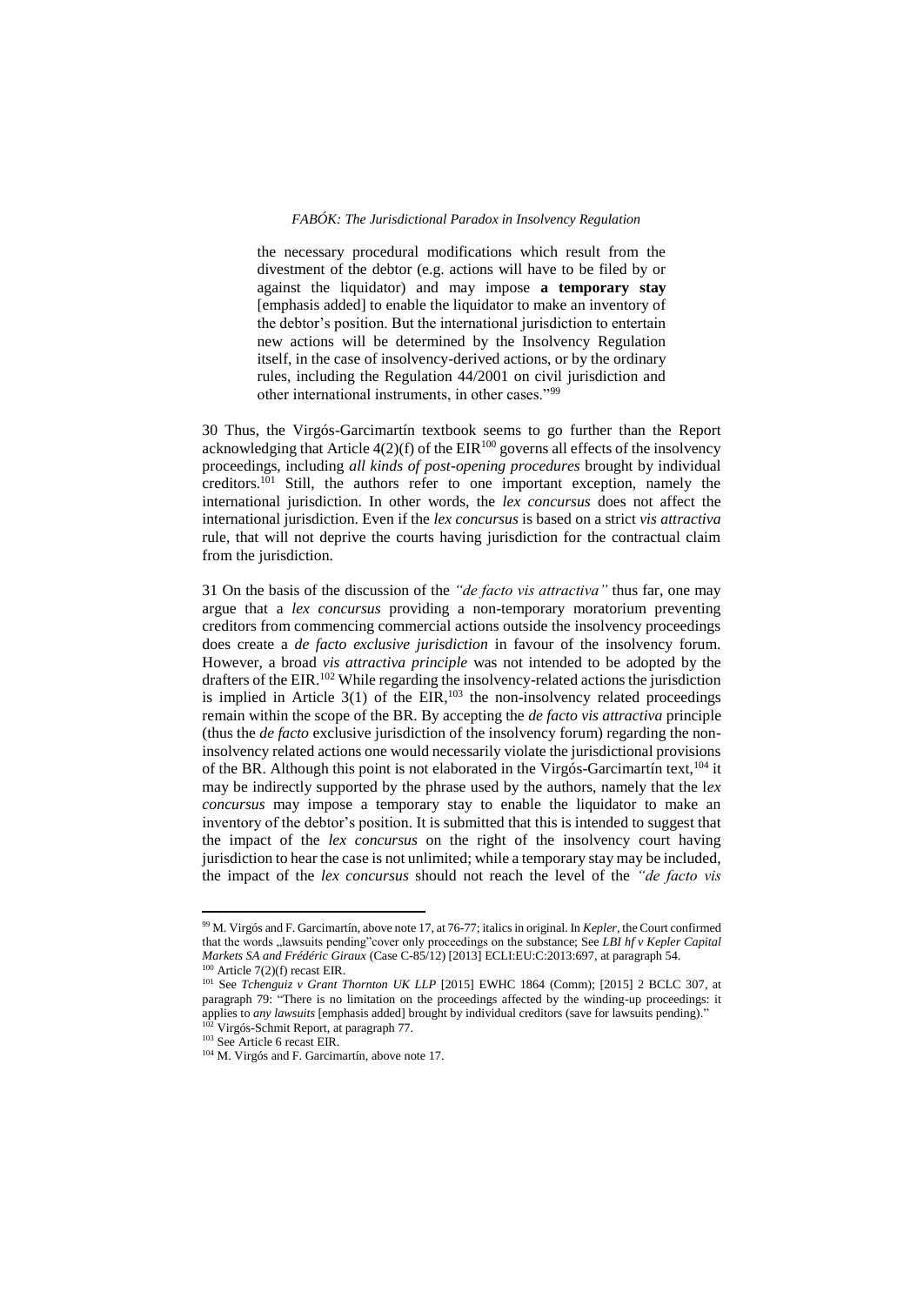> the necessary procedural modifications which result from the divestment of the debtor (e.g. actions will have to be filed by or against the liquidator) and may impose **a temporary stay** [emphasis added] to enable the liquidator to make an inventory of the debtor's position. But the international jurisdiction to entertain new actions will be determined by the Insolvency Regulation itself, in the case of insolvency-derived actions, or by the ordinary rules, including the Regulation 44/2001 on civil jurisdiction and other international instruments, in other cases."[99]

30 Thus, the Virgós-Garcimartín textbook seems to go further than the Report acknowledging that Article 4(2)(f) of the EIR[100] governs all effects of the insolvency proceedings, including *all kinds of post-opening procedures* brought by individual creditors.[101] Still, the authors refer to one important exception, namely the international jurisdiction. In other words, the *lex concursus* does not affect the international jurisdiction. Even if the *lex concursus* is based on a strict *vis attractiva* rule, that will not deprive the courts having jurisdiction for the contractual claim from the jurisdiction.

31 On the basis of the discussion of the *"de facto vis attractiva"* thus far, one may argue that a *lex concursus* providing a non-temporary moratorium preventing creditors from commencing commercial actions outside the insolvency proceedings does create a *de facto exclusive jurisdiction* in favour of the insolvency forum. However, a broad *vis attractiva principle* was not intended to be adopted by the drafters of the EIR.[102] While regarding the insolvency-related actions the jurisdiction is implied in Article 3(1) of the EIR,[103] the non-insolvency related proceedings remain within the scope of the BR. By accepting the *de facto vis attractiva* principle (thus the *de facto* exclusive jurisdiction of the insolvency forum) regarding the non-insolvency related actions one would necessarily violate the jurisdictional provisions of the BR. Although this point is not elaborated in the Virgós-Garcimartín text,[104] it may be indirectly supported by the phrase used by the authors, namely that the l*ex concursus* may impose a temporary stay to enable the liquidator to make an inventory of the debtor's position. It is submitted that this is intended to suggest that the impact of the *lex concursus* on the right of the insolvency court having jurisdiction to hear the case is not unlimited; while a temporary stay may be included, the impact of the *lex concursus* should not reach the level of the *"de facto vis*

---

[99] M. Virgós and F. Garcimartín, above note 17, at 76-77; italics in original. In *Kepler*, the Court confirmed that the words „lawsuits pending"cover only proceedings on the substance; See *LBI hf v Kepler Capital Markets SA and Frédéric Giraux* (Case C-85/12) [2013] ECLI:EU:C:2013:697, at paragraph 54.

[100] Article 7(2)(f) recast EIR.

[101] See *Tchenguiz v Grant Thornton UK LLP* [2015] EWHC 1864 (Comm); [2015] 2 BCLC 307, at paragraph 79: "There is no limitation on the proceedings affected by the winding-up proceedings: it applies to *any lawsuits* [emphasis added] brought by individual creditors (save for lawsuits pending)."

[102] Virgós-Schmit Report, at paragraph 77.

[103] See Article 6 recast EIR.

[104] M. Virgós and F. Garcimartín, above note 17.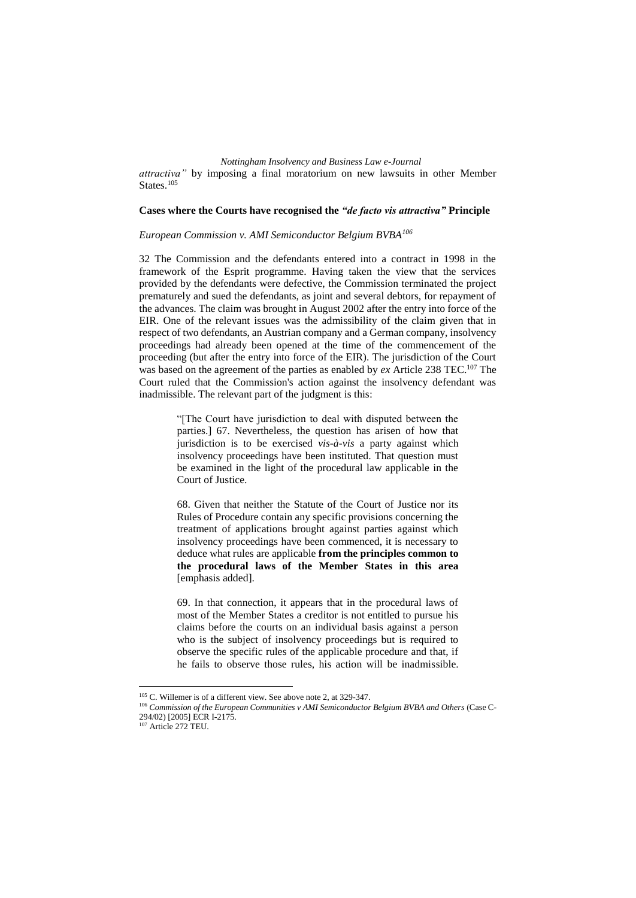*attractiva"* by imposing a final moratorium on new lawsuits in other Member States.[105]

### Cases where the Courts have recognised the *"de facto vis attractiva"* Principle

*European Commission v. AMI Semiconductor Belgium BVBA*[106]

32 The Commission and the defendants entered into a contract in 1998 in the framework of the Esprit programme. Having taken the view that the services provided by the defendants were defective, the Commission terminated the project prematurely and sued the defendants, as joint and several debtors, for repayment of the advances. The claim was brought in August 2002 after the entry into force of the EIR. One of the relevant issues was the admissibility of the claim given that in respect of two defendants, an Austrian company and a German company, insolvency proceedings had already been opened at the time of the commencement of the proceeding (but after the entry into force of the EIR). The jurisdiction of the Court was based on the agreement of the parties as enabled by *ex* Article 238 TEC.[107] The Court ruled that the Commission's action against the insolvency defendant was inadmissible. The relevant part of the judgment is this:

> "[The Court have jurisdiction to deal with disputed between the parties.] 67. Nevertheless, the question has arisen of how that jurisdiction is to be exercised *vis-à-vis* a party against which insolvency proceedings have been instituted. That question must be examined in the light of the procedural law applicable in the Court of Justice.
>
> 68. Given that neither the Statute of the Court of Justice nor its Rules of Procedure contain any specific provisions concerning the treatment of applications brought against parties against which insolvency proceedings have been commenced, it is necessary to deduce what rules are applicable **from the principles common to the procedural laws of the Member States in this area** [emphasis added].
>
> 69. In that connection, it appears that in the procedural laws of most of the Member States a creditor is not entitled to pursue his claims before the courts on an individual basis against a person who is the subject of insolvency proceedings but is required to observe the specific rules of the applicable procedure and that, if he fails to observe those rules, his action will be inadmissible.

---

[105] C. Willemer is of a different view. See above note 2, at 329-347.

[106] *Commission of the European Communities v AMI Semiconductor Belgium BVBA and Others* (Case C-294/02) [2005] ECR I-2175.

[107] Article 272 TEU.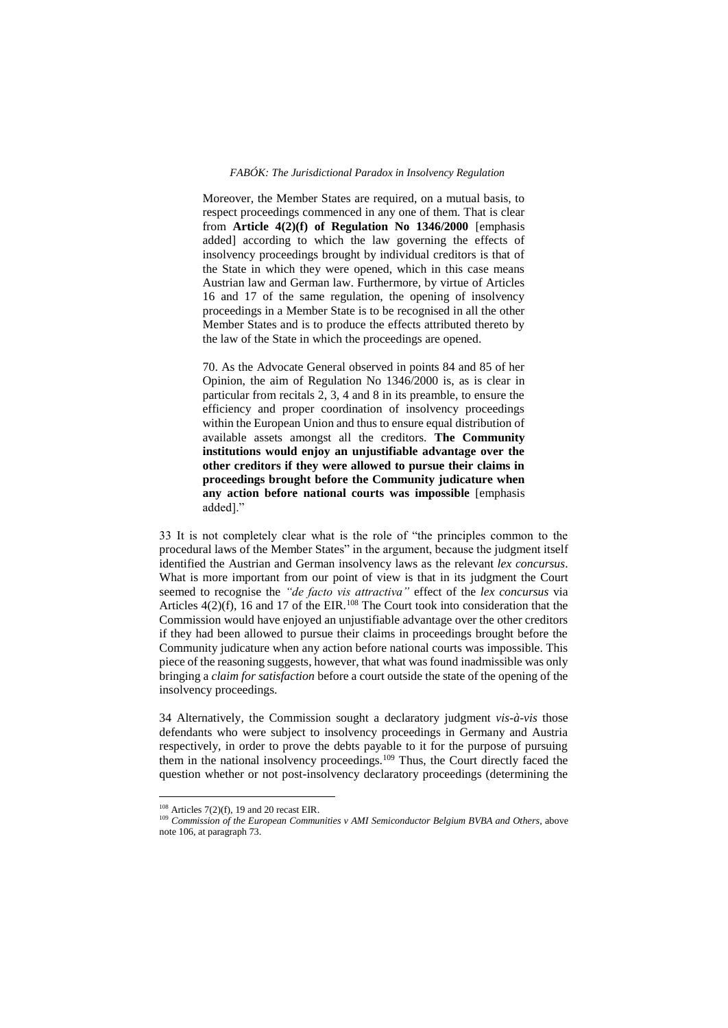> Moreover, the Member States are required, on a mutual basis, to respect proceedings commenced in any one of them. That is clear from **Article 4(2)(f) of Regulation No 1346/2000** [emphasis added] according to which the law governing the effects of insolvency proceedings brought by individual creditors is that of the State in which they were opened, which in this case means Austrian law and German law. Furthermore, by virtue of Articles 16 and 17 of the same regulation, the opening of insolvency proceedings in a Member State is to be recognised in all the other Member States and is to produce the effects attributed thereto by the law of the State in which the proceedings are opened.
>
> 70. As the Advocate General observed in points 84 and 85 of her Opinion, the aim of Regulation No 1346/2000 is, as is clear in particular from recitals 2, 3, 4 and 8 in its preamble, to ensure the efficiency and proper coordination of insolvency proceedings within the European Union and thus to ensure equal distribution of available assets amongst all the creditors. **The Community institutions would enjoy an unjustifiable advantage over the other creditors if they were allowed to pursue their claims in proceedings brought before the Community judicature when any action before national courts was impossible** [emphasis added]."

33 It is not completely clear what is the role of "the principles common to the procedural laws of the Member States" in the argument, because the judgment itself identified the Austrian and German insolvency laws as the relevant *lex concursus*. What is more important from our point of view is that in its judgment the Court seemed to recognise the *"de facto vis attractiva"* effect of the *lex concursus* via Articles 4(2)(f), 16 and 17 of the EIR.[108] The Court took into consideration that the Commission would have enjoyed an unjustifiable advantage over the other creditors if they had been allowed to pursue their claims in proceedings brought before the Community judicature when any action before national courts was impossible. This piece of the reasoning suggests, however, that what was found inadmissible was only bringing a *claim for satisfaction* before a court outside the state of the opening of the insolvency proceedings.

34 Alternatively, the Commission sought a declaratory judgment *vis-à-vis* those defendants who were subject to insolvency proceedings in Germany and Austria respectively, in order to prove the debts payable to it for the purpose of pursuing them in the national insolvency proceedings.[109] Thus, the Court directly faced the question whether or not post-insolvency declaratory proceedings (determining the

---

[108] Articles 7(2)(f), 19 and 20 recast EIR.

[109] *Commission of the European Communities v AMI Semiconductor Belgium BVBA and Others*, above note 106, at paragraph 73.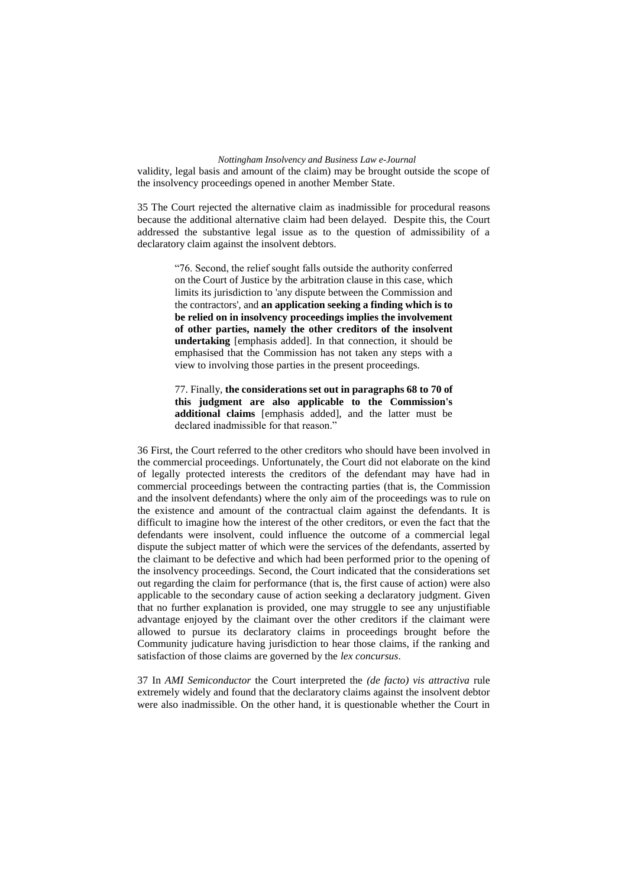validity, legal basis and amount of the claim) may be brought outside the scope of the insolvency proceedings opened in another Member State.

35 The Court rejected the alternative claim as inadmissible for procedural reasons because the additional alternative claim had been delayed. Despite this, the Court addressed the substantive legal issue as to the question of admissibility of a declaratory claim against the insolvent debtors.

> "76. Second, the relief sought falls outside the authority conferred on the Court of Justice by the arbitration clause in this case, which limits its jurisdiction to 'any dispute between the Commission and the contractors', and **an application seeking a finding which is to be relied on in insolvency proceedings implies the involvement of other parties, namely the other creditors of the insolvent undertaking** [emphasis added]. In that connection, it should be emphasised that the Commission has not taken any steps with a view to involving those parties in the present proceedings.
>
> 77. Finally, **the considerations set out in paragraphs 68 to 70 of this judgment are also applicable to the Commission's additional claims** [emphasis added], and the latter must be declared inadmissible for that reason."

36 First, the Court referred to the other creditors who should have been involved in the commercial proceedings. Unfortunately, the Court did not elaborate on the kind of legally protected interests the creditors of the defendant may have had in commercial proceedings between the contracting parties (that is, the Commission and the insolvent defendants) where the only aim of the proceedings was to rule on the existence and amount of the contractual claim against the defendants. It is difficult to imagine how the interest of the other creditors, or even the fact that the defendants were insolvent, could influence the outcome of a commercial legal dispute the subject matter of which were the services of the defendants, asserted by the claimant to be defective and which had been performed prior to the opening of the insolvency proceedings. Second, the Court indicated that the considerations set out regarding the claim for performance (that is, the first cause of action) were also applicable to the secondary cause of action seeking a declaratory judgment. Given that no further explanation is provided, one may struggle to see any unjustifiable advantage enjoyed by the claimant over the other creditors if the claimant were allowed to pursue its declaratory claims in proceedings brought before the Community judicature having jurisdiction to hear those claims, if the ranking and satisfaction of those claims are governed by the *lex concursus*.

37 In *AMI Semiconductor* the Court interpreted the *(de facto) vis attractiva* rule extremely widely and found that the declaratory claims against the insolvent debtor were also inadmissible. On the other hand, it is questionable whether the Court in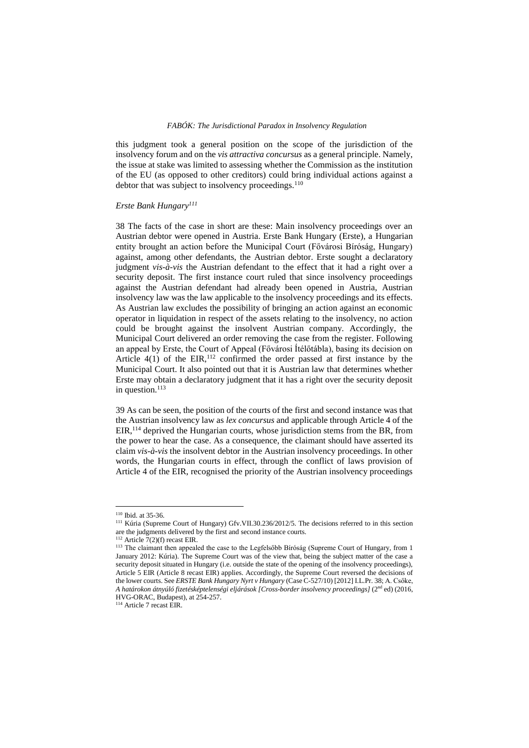this judgment took a general position on the scope of the jurisdiction of the insolvency forum and on the *vis attractiva concursus* as a general principle. Namely, the issue at stake was limited to assessing whether the Commission as the institution of the EU (as opposed to other creditors) could bring individual actions against a debtor that was subject to insolvency proceedings.[110]

*Erste Bank Hungary*[111]

38 The facts of the case in short are these: Main insolvency proceedings over an Austrian debtor were opened in Austria. Erste Bank Hungary (Erste), a Hungarian entity brought an action before the Municipal Court (Fővárosi Bíróság, Hungary) against, among other defendants, the Austrian debtor. Erste sought a declaratory judgment *vis-à-vis* the Austrian defendant to the effect that it had a right over a security deposit. The first instance court ruled that since insolvency proceedings against the Austrian defendant had already been opened in Austria, Austrian insolvency law was the law applicable to the insolvency proceedings and its effects. As Austrian law excludes the possibility of bringing an action against an economic operator in liquidation in respect of the assets relating to the insolvency, no action could be brought against the insolvent Austrian company. Accordingly, the Municipal Court delivered an order removing the case from the register. Following an appeal by Erste, the Court of Appeal (Fővárosi Ítélőtábla), basing its decision on Article 4(1) of the EIR,[112] confirmed the order passed at first instance by the Municipal Court. It also pointed out that it is Austrian law that determines whether Erste may obtain a declaratory judgment that it has a right over the security deposit in question.[113]

39 As can be seen, the position of the courts of the first and second instance was that the Austrian insolvency law as *lex concursus* and applicable through Article 4 of the EIR,[114] deprived the Hungarian courts, whose jurisdiction stems from the BR, from the power to hear the case. As a consequence, the claimant should have asserted its claim *vis-à-vis* the insolvent debtor in the Austrian insolvency proceedings. In other words, the Hungarian courts in effect, through the conflict of laws provision of Article 4 of the EIR, recognised the priority of the Austrian insolvency proceedings

---

[110] Ibid. at 35-36.

[111] Kúria (Supreme Court of Hungary) Gfv.VII.30.236/2012/5. The decisions referred to in this section are the judgments delivered by the first and second instance courts.

[112] Article 7(2)(f) recast EIR.

[113] The claimant then appealed the case to the Legfelsőbb Bíróság (Supreme Court of Hungary, from 1 January 2012: Kúria). The Supreme Court was of the view that, being the subject matter of the case a security deposit situated in Hungary (i.e. outside the state of the opening of the insolvency proceedings), Article 5 EIR (Article 8 recast EIR) applies. Accordingly, the Supreme Court reversed the decisions of the lower courts. See *ERSTE Bank Hungary Nyrt v Hungary* (Case C-527/10) [2012] I.L.Pr. 38; A. Csőke, *A határokon átnyúló fizetésképtelenségi eljárások [Cross-border insolvency proceedings]* (2nd ed) (2016, HVG-ORAC, Budapest), at 254-257.

[114] Article 7 recast EIR.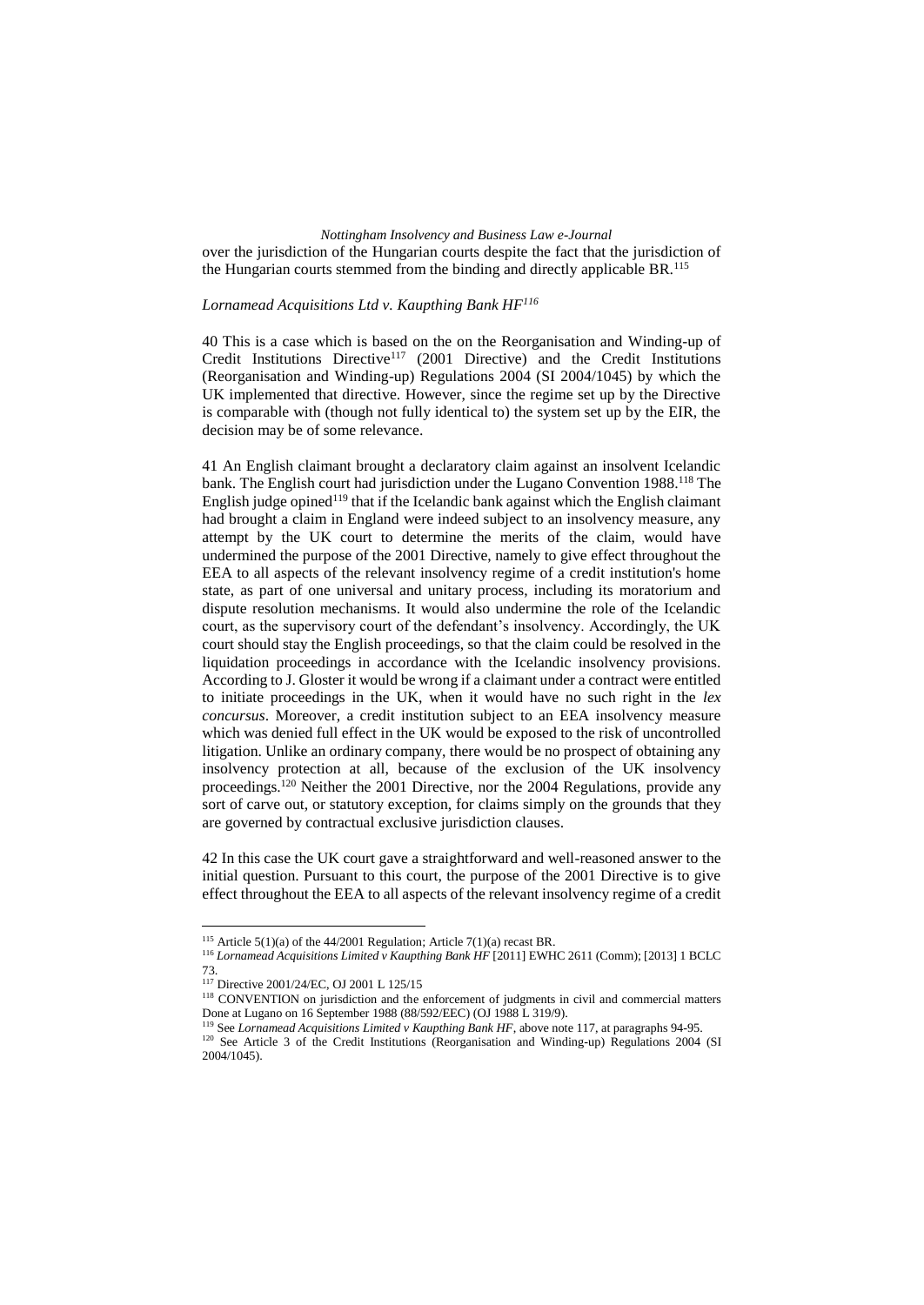over the jurisdiction of the Hungarian courts despite the fact that the jurisdiction of the Hungarian courts stemmed from the binding and directly applicable BR.[115]

*Lornamead Acquisitions Ltd v. Kaupthing Bank HF[116]*

40 This is a case which is based on the on the Reorganisation and Winding-up of Credit Institutions Directive[117] (2001 Directive) and the Credit Institutions (Reorganisation and Winding-up) Regulations 2004 (SI 2004/1045) by which the UK implemented that directive. However, since the regime set up by the Directive is comparable with (though not fully identical to) the system set up by the EIR, the decision may be of some relevance.

41 An English claimant brought a declaratory claim against an insolvent Icelandic bank. The English court had jurisdiction under the Lugano Convention 1988.[118] The English judge opined[119] that if the Icelandic bank against which the English claimant had brought a claim in England were indeed subject to an insolvency measure, any attempt by the UK court to determine the merits of the claim, would have undermined the purpose of the 2001 Directive, namely to give effect throughout the EEA to all aspects of the relevant insolvency regime of a credit institution's home state, as part of one universal and unitary process, including its moratorium and dispute resolution mechanisms. It would also undermine the role of the Icelandic court, as the supervisory court of the defendant's insolvency. Accordingly, the UK court should stay the English proceedings, so that the claim could be resolved in the liquidation proceedings in accordance with the Icelandic insolvency provisions. According to J. Gloster it would be wrong if a claimant under a contract were entitled to initiate proceedings in the UK, when it would have no such right in the *lex concursus*. Moreover, a credit institution subject to an EEA insolvency measure which was denied full effect in the UK would be exposed to the risk of uncontrolled litigation. Unlike an ordinary company, there would be no prospect of obtaining any insolvency protection at all, because of the exclusion of the UK insolvency proceedings.[120] Neither the 2001 Directive, nor the 2004 Regulations, provide any sort of carve out, or statutory exception, for claims simply on the grounds that they are governed by contractual exclusive jurisdiction clauses.

42 In this case the UK court gave a straightforward and well-reasoned answer to the initial question. Pursuant to this court, the purpose of the 2001 Directive is to give effect throughout the EEA to all aspects of the relevant insolvency regime of a credit

---

[115] Article 5(1)(a) of the 44/2001 Regulation; Article 7(1)(a) recast BR.

[116] *Lornamead Acquisitions Limited v Kaupthing Bank HF* [2011] EWHC 2611 (Comm); [2013] 1 BCLC 73.

[117] Directive 2001/24/EC, OJ 2001 L 125/15

[118] CONVENTION on jurisdiction and the enforcement of judgments in civil and commercial matters Done at Lugano on 16 September 1988 (88/592/EEC) (OJ 1988 L 319/9).

[119] See *Lornamead Acquisitions Limited v Kaupthing Bank HF*, above note 117, at paragraphs 94-95.

[120] See Article 3 of the Credit Institutions (Reorganisation and Winding-up) Regulations 2004 (SI 2004/1045).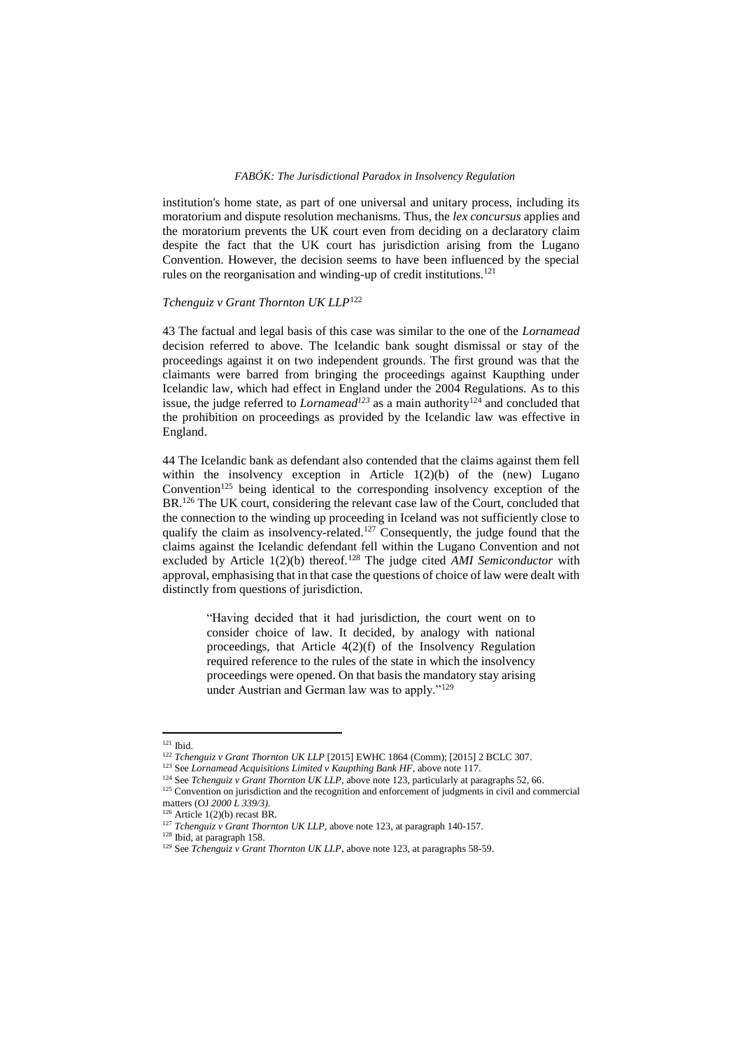institution's home state, as part of one universal and unitary process, including its moratorium and dispute resolution mechanisms. Thus, the *lex concursus* applies and the moratorium prevents the UK court even from deciding on a declaratory claim despite the fact that the UK court has jurisdiction arising from the Lugano Convention. However, the decision seems to have been influenced by the special rules on the reorganisation and winding-up of credit institutions.[121]

*Tchenguiz v Grant Thornton UK LLP*[122]

43 The factual and legal basis of this case was similar to the one of the *Lornamead* decision referred to above. The Icelandic bank sought dismissal or stay of the proceedings against it on two independent grounds. The first ground was that the claimants were barred from bringing the proceedings against Kaupthing under Icelandic law, which had effect in England under the 2004 Regulations. As to this issue, the judge referred to *Lornamead*[123] as a main authority[124] and concluded that the prohibition on proceedings as provided by the Icelandic law was effective in England.

44 The Icelandic bank as defendant also contended that the claims against them fell within the insolvency exception in Article 1(2)(b) of the (new) Lugano Convention[125] being identical to the corresponding insolvency exception of the BR.[126] The UK court, considering the relevant case law of the Court, concluded that the connection to the winding up proceeding in Iceland was not sufficiently close to qualify the claim as insolvency-related.[127] Consequently, the judge found that the claims against the Icelandic defendant fell within the Lugano Convention and not excluded by Article 1(2)(b) thereof.[128] The judge cited *AMI Semiconductor* with approval, emphasising that in that case the questions of choice of law were dealt with distinctly from questions of jurisdiction.

> "Having decided that it had jurisdiction, the court went on to consider choice of law. It decided, by analogy with national proceedings, that Article 4(2)(f) of the Insolvency Regulation required reference to the rules of the state in which the insolvency proceedings were opened. On that basis the mandatory stay arising under Austrian and German law was to apply."[129]

---

[121] Ibid.

[122] *Tchenguiz v Grant Thornton UK LLP* [2015] EWHC 1864 (Comm); [2015] 2 BCLC 307.

[123] See *Lornamead Acquisitions Limited v Kaupthing Bank HF*, above note 117.

[124] See *Tchenguiz v Grant Thornton UK LLP*, above note 123, particularly at paragraphs 52, 66.

[125] Convention on jurisdiction and the recognition and enforcement of judgments in civil and commercial matters (OJ *2000 L 339/3)*.

[126] Article 1(2)(b) recast BR.

[127] *Tchenguiz v Grant Thornton UK LLP*, above note 123, at paragraph 140-157.

[128] Ibid, at paragraph 158.

[129] See *Tchenguiz v Grant Thornton UK LLP*, above note 123, at paragraphs 58-59.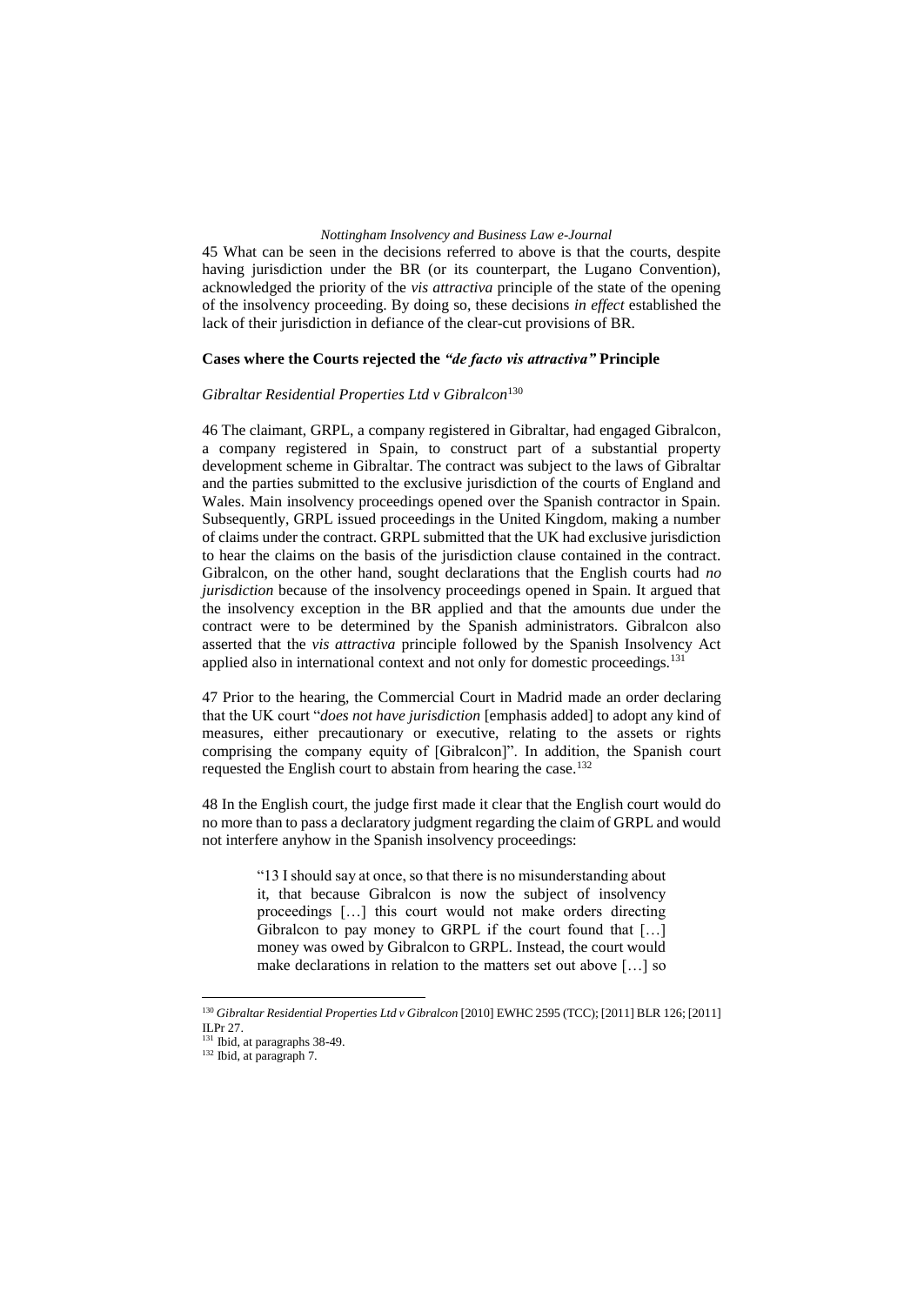45 What can be seen in the decisions referred to above is that the courts, despite having jurisdiction under the BR (or its counterpart, the Lugano Convention), acknowledged the priority of the *vis attractiva* principle of the state of the opening of the insolvency proceeding. By doing so, these decisions *in effect* established the lack of their jurisdiction in defiance of the clear-cut provisions of BR.

### Cases where the Courts rejected the *"de facto vis attractiva"* Principle

*Gibraltar Residential Properties Ltd v Gibralcon*[130]

46 The claimant, GRPL, a company registered in Gibraltar, had engaged Gibralcon, a company registered in Spain, to construct part of a substantial property development scheme in Gibraltar. The contract was subject to the laws of Gibraltar and the parties submitted to the exclusive jurisdiction of the courts of England and Wales. Main insolvency proceedings opened over the Spanish contractor in Spain. Subsequently, GRPL issued proceedings in the United Kingdom, making a number of claims under the contract. GRPL submitted that the UK had exclusive jurisdiction to hear the claims on the basis of the jurisdiction clause contained in the contract. Gibralcon, on the other hand, sought declarations that the English courts had *no jurisdiction* because of the insolvency proceedings opened in Spain. It argued that the insolvency exception in the BR applied and that the amounts due under the contract were to be determined by the Spanish administrators. Gibralcon also asserted that the *vis attractiva* principle followed by the Spanish Insolvency Act applied also in international context and not only for domestic proceedings.[131]

47 Prior to the hearing, the Commercial Court in Madrid made an order declaring that the UK court "*does not have jurisdiction* [emphasis added] to adopt any kind of measures, either precautionary or executive, relating to the assets or rights comprising the company equity of [Gibralcon]". In addition, the Spanish court requested the English court to abstain from hearing the case.[132]

48 In the English court, the judge first made it clear that the English court would do no more than to pass a declaratory judgment regarding the claim of GRPL and would not interfere anyhow in the Spanish insolvency proceedings:

> "13 I should say at once, so that there is no misunderstanding about it, that because Gibralcon is now the subject of insolvency proceedings […] this court would not make orders directing Gibralcon to pay money to GRPL if the court found that […] money was owed by Gibralcon to GRPL. Instead, the court would make declarations in relation to the matters set out above […] so

---

[130] *Gibraltar Residential Properties Ltd v Gibralcon* [2010] EWHC 2595 (TCC); [2011] BLR 126; [2011] ILPr 27.

[131] Ibid, at paragraphs 38-49.

[132] Ibid, at paragraph 7.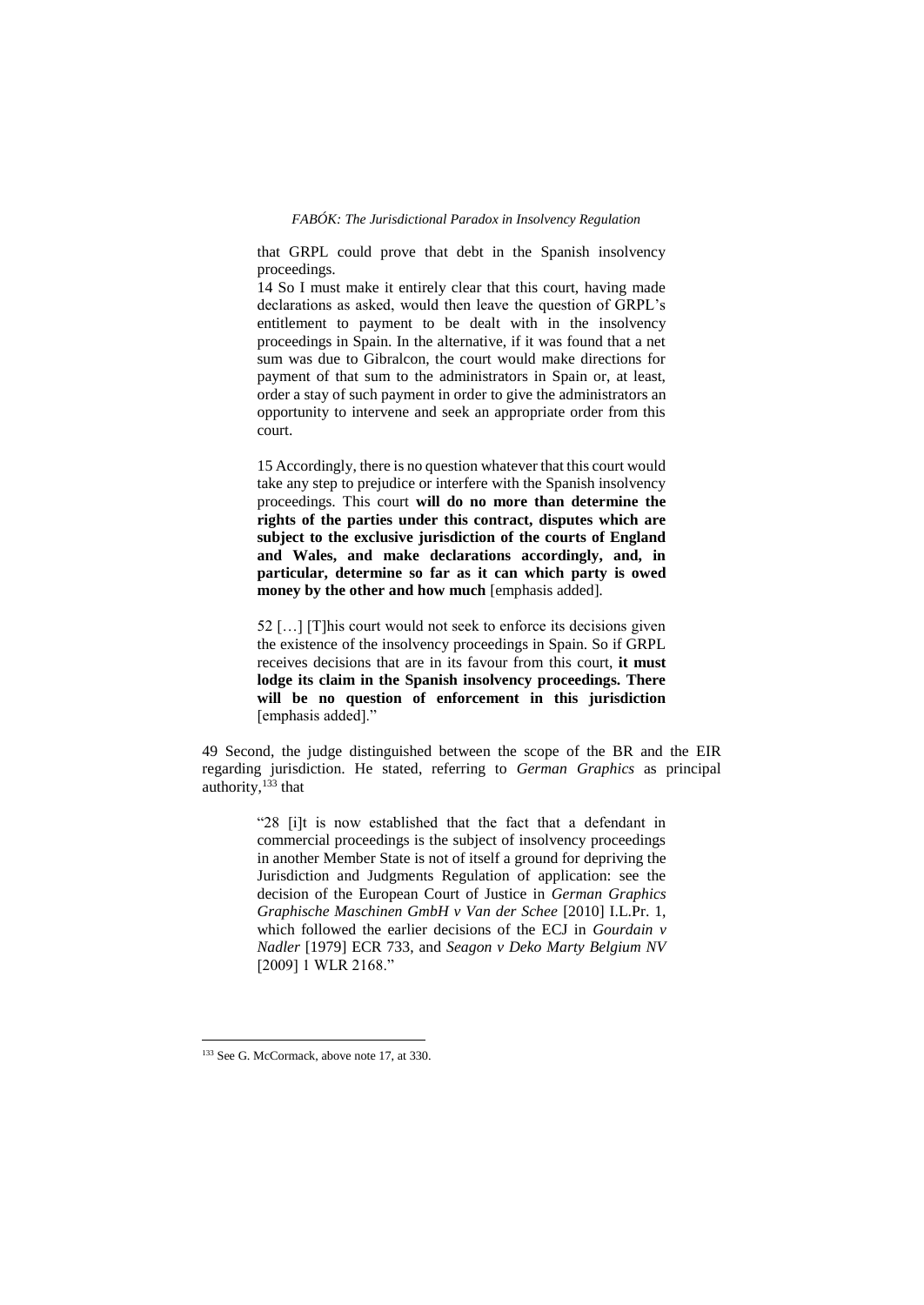> that GRPL could prove that debt in the Spanish insolvency proceedings.
>
> 14 So I must make it entirely clear that this court, having made declarations as asked, would then leave the question of GRPL's entitlement to payment to be dealt with in the insolvency proceedings in Spain. In the alternative, if it was found that a net sum was due to Gibralcon, the court would make directions for payment of that sum to the administrators in Spain or, at least, order a stay of such payment in order to give the administrators an opportunity to intervene and seek an appropriate order from this court.
>
> 15 Accordingly, there is no question whatever that this court would take any step to prejudice or interfere with the Spanish insolvency proceedings. This court **will do no more than determine the rights of the parties under this contract, disputes which are subject to the exclusive jurisdiction of the courts of England and Wales, and make declarations accordingly, and, in particular, determine so far as it can which party is owed money by the other and how much** [emphasis added].
>
> 52 […] [T]his court would not seek to enforce its decisions given the existence of the insolvency proceedings in Spain. So if GRPL receives decisions that are in its favour from this court, **it must lodge its claim in the Spanish insolvency proceedings. There will be no question of enforcement in this jurisdiction** [emphasis added]."

49 Second, the judge distinguished between the scope of the BR and the EIR regarding jurisdiction. He stated, referring to *German Graphics* as principal authority,[133] that

> "28 [i]t is now established that the fact that a defendant in commercial proceedings is the subject of insolvency proceedings in another Member State is not of itself a ground for depriving the Jurisdiction and Judgments Regulation of application: see the decision of the European Court of Justice in *German Graphics Graphische Maschinen GmbH v Van der Schee* [2010] I.L.Pr. 1, which followed the earlier decisions of the ECJ in *Gourdain v Nadler* [1979] ECR 733, and *Seagon v Deko Marty Belgium NV* [2009] 1 WLR 2168."

---

[133] See G. McCormack, above note 17, at 330.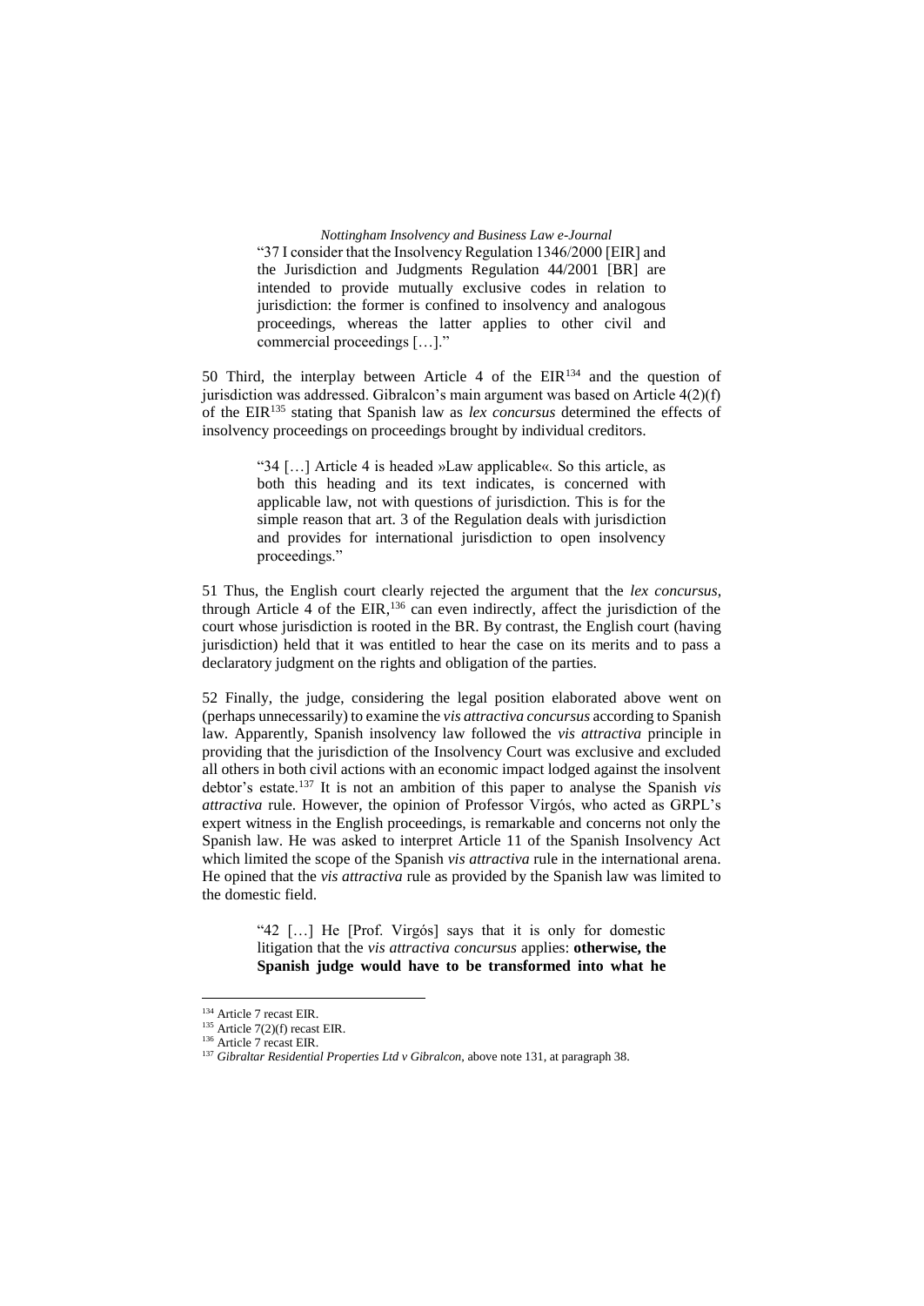> "37 I consider that the Insolvency Regulation 1346/2000 [EIR] and the Jurisdiction and Judgments Regulation 44/2001 [BR] are intended to provide mutually exclusive codes in relation to jurisdiction: the former is confined to insolvency and analogous proceedings, whereas the latter applies to other civil and commercial proceedings […]."

50 Third, the interplay between Article 4 of the EIR[134] and the question of jurisdiction was addressed. Gibralcon's main argument was based on Article 4(2)(f) of the EIR[135] stating that Spanish law as *lex concursus* determined the effects of insolvency proceedings on proceedings brought by individual creditors.

> "34 […] Article 4 is headed »Law applicable«. So this article, as both this heading and its text indicates, is concerned with applicable law, not with questions of jurisdiction. This is for the simple reason that art. 3 of the Regulation deals with jurisdiction and provides for international jurisdiction to open insolvency proceedings."

51 Thus, the English court clearly rejected the argument that the *lex concursus*, through Article 4 of the EIR,[136] can even indirectly, affect the jurisdiction of the court whose jurisdiction is rooted in the BR. By contrast, the English court (having jurisdiction) held that it was entitled to hear the case on its merits and to pass a declaratory judgment on the rights and obligation of the parties.

52 Finally, the judge, considering the legal position elaborated above went on (perhaps unnecessarily) to examine the *vis attractiva concursus* according to Spanish law. Apparently, Spanish insolvency law followed the *vis attractiva* principle in providing that the jurisdiction of the Insolvency Court was exclusive and excluded all others in both civil actions with an economic impact lodged against the insolvent debtor's estate.[137] It is not an ambition of this paper to analyse the Spanish *vis attractiva* rule. However, the opinion of Professor Virgós, who acted as GRPL's expert witness in the English proceedings, is remarkable and concerns not only the Spanish law. He was asked to interpret Article 11 of the Spanish Insolvency Act which limited the scope of the Spanish *vis attractiva* rule in the international arena. He opined that the *vis attractiva* rule as provided by the Spanish law was limited to the domestic field.

> "42 […] He [Prof. Virgós] says that it is only for domestic litigation that the *vis attractiva concursus* applies: **otherwise, the Spanish judge would have to be transformed into what he**

---

[134] Article 7 recast EIR.

[135] Article 7(2)(f) recast EIR.

[136] Article 7 recast EIR.

[137] *Gibraltar Residential Properties Ltd v Gibralcon*, above note 131, at paragraph 38.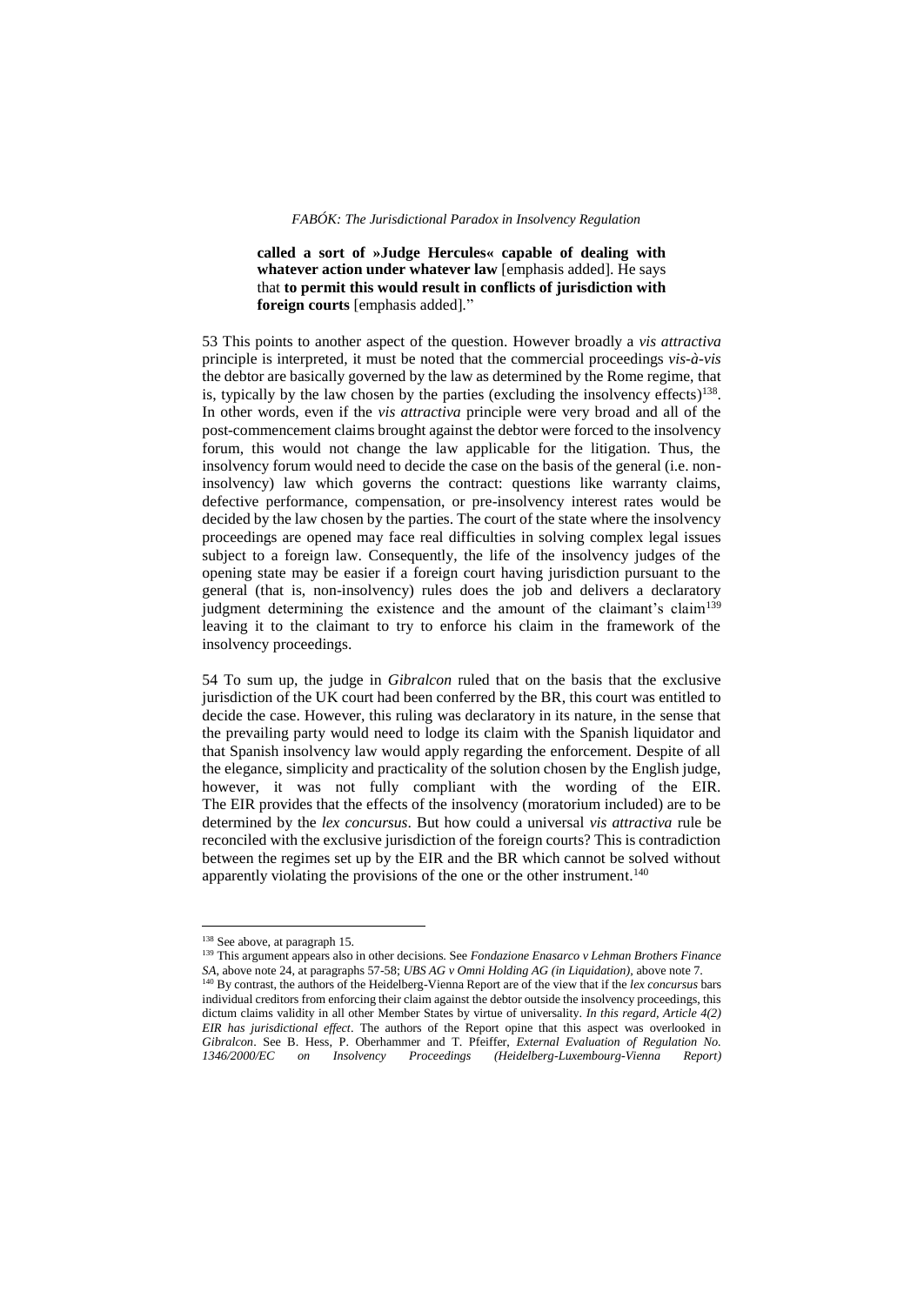**called a sort of »Judge Hercules« capable of dealing with whatever action under whatever law** [emphasis added]. He says that **to permit this would result in conflicts of jurisdiction with foreign courts** [emphasis added]."

53 This points to another aspect of the question. However broadly a *vis attractiva* principle is interpreted, it must be noted that the commercial proceedings *vis-à-vis* the debtor are basically governed by the law as determined by the Rome regime, that is, typically by the law chosen by the parties (excluding the insolvency effects)[138]. In other words, even if the *vis attractiva* principle were very broad and all of the post-commencement claims brought against the debtor were forced to the insolvency forum, this would not change the law applicable for the litigation. Thus, the insolvency forum would need to decide the case on the basis of the general (i.e. non-insolvency) law which governs the contract: questions like warranty claims, defective performance, compensation, or pre-insolvency interest rates would be decided by the law chosen by the parties. The court of the state where the insolvency proceedings are opened may face real difficulties in solving complex legal issues subject to a foreign law. Consequently, the life of the insolvency judges of the opening state may be easier if a foreign court having jurisdiction pursuant to the general (that is, non-insolvency) rules does the job and delivers a declaratory judgment determining the existence and the amount of the claimant's claim[139] leaving it to the claimant to try to enforce his claim in the framework of the insolvency proceedings.

54 To sum up, the judge in *Gibralcon* ruled that on the basis that the exclusive jurisdiction of the UK court had been conferred by the BR, this court was entitled to decide the case. However, this ruling was declaratory in its nature, in the sense that the prevailing party would need to lodge its claim with the Spanish liquidator and that Spanish insolvency law would apply regarding the enforcement. Despite of all the elegance, simplicity and practicality of the solution chosen by the English judge, however, it was not fully compliant with the wording of the EIR. The EIR provides that the effects of the insolvency (moratorium included) are to be determined by the *lex concursus*. But how could a universal *vis attractiva* rule be reconciled with the exclusive jurisdiction of the foreign courts? This is contradiction between the regimes set up by the EIR and the BR which cannot be solved without apparently violating the provisions of the one or the other instrument.[140]

---

[138] See above, at paragraph 15.

[139] This argument appears also in other decisions. See *Fondazione Enasarco v Lehman Brothers Finance SA*, above note 24, at paragraphs 57-58; *UBS AG v Omni Holding AG (in Liquidation)*, above note 7.

[140] By contrast, the authors of the Heidelberg-Vienna Report are of the view that if the *lex concursus* bars individual creditors from enforcing their claim against the debtor outside the insolvency proceedings, this dictum claims validity in all other Member States by virtue of universality. *In this regard, Article 4(2) EIR has jurisdictional effect*. The authors of the Report opine that this aspect was overlooked in *Gibralcon*. See B. Hess, P. Oberhammer and T. Pfeiffer, *External Evaluation of Regulation No. 1346/2000/EC on Insolvency Proceedings (Heidelberg-Luxembourg-Vienna Report)*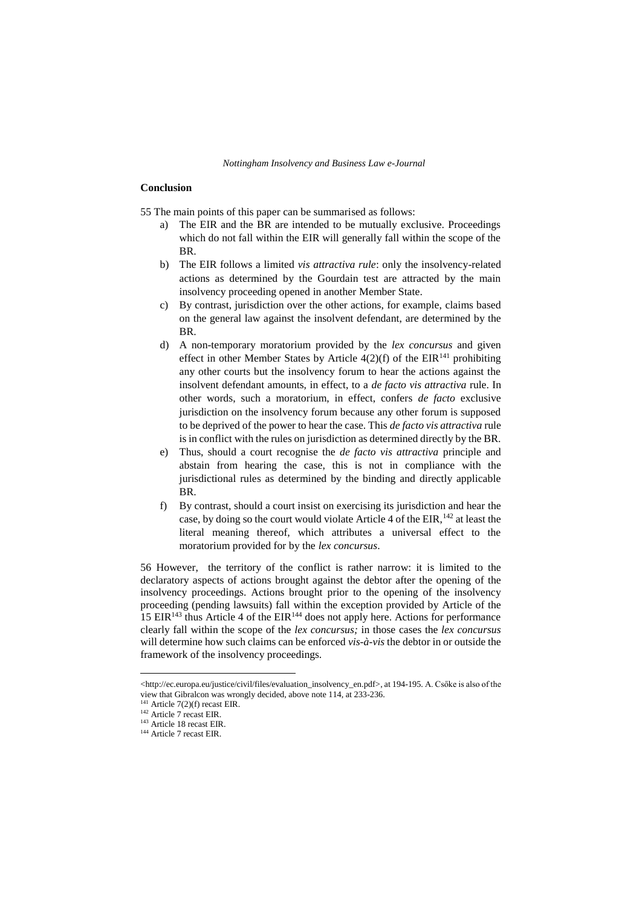**Conclusion**

55 The main points of this paper can be summarised as follows:

a) The EIR and the BR are intended to be mutually exclusive. Proceedings which do not fall within the EIR will generally fall within the scope of the BR.
b) The EIR follows a limited *vis attractiva rule*: only the insolvency-related actions as determined by the Gourdain test are attracted by the main insolvency proceeding opened in another Member State.
c) By contrast, jurisdiction over the other actions, for example, claims based on the general law against the insolvent defendant, are determined by the BR.
d) A non-temporary moratorium provided by the *lex concursus* and given effect in other Member States by Article 4(2)(f) of the EIR[141] prohibiting any other courts but the insolvency forum to hear the actions against the insolvent defendant amounts, in effect, to a *de facto vis attractiva* rule. In other words, such a moratorium, in effect, confers *de facto* exclusive jurisdiction on the insolvency forum because any other forum is supposed to be deprived of the power to hear the case. This *de facto vis attractiva* rule is in conflict with the rules on jurisdiction as determined directly by the BR.
e) Thus, should a court recognise the *de facto vis attractiva* principle and abstain from hearing the case, this is not in compliance with the jurisdictional rules as determined by the binding and directly applicable BR.
f) By contrast, should a court insist on exercising its jurisdiction and hear the case, by doing so the court would violate Article 4 of the EIR,[142] at least the literal meaning thereof, which attributes a universal effect to the moratorium provided for by the *lex concursus*.

56 However, the territory of the conflict is rather narrow: it is limited to the declaratory aspects of actions brought against the debtor after the opening of the insolvency proceedings. Actions brought prior to the opening of the insolvency proceeding (pending lawsuits) fall within the exception provided by Article of the 15 EIR[143] thus Article 4 of the EIR[144] does not apply here. Actions for performance clearly fall within the scope of the *lex concursus;* in those cases the *lex concursus* will determine how such claims can be enforced *vis-à-vis* the debtor in or outside the framework of the insolvency proceedings.

---

<http://ec.europa.eu/justice/civil/files/evaluation_insolvency_en.pdf>, at 194-195. A. Csőke is also of the view that Gibralcon was wrongly decided, above note 114, at 233-236.

[141] Article 7(2)(f) recast EIR.

[142] Article 7 recast EIR.

[143] Article 18 recast EIR.

[144] Article 7 recast EIR.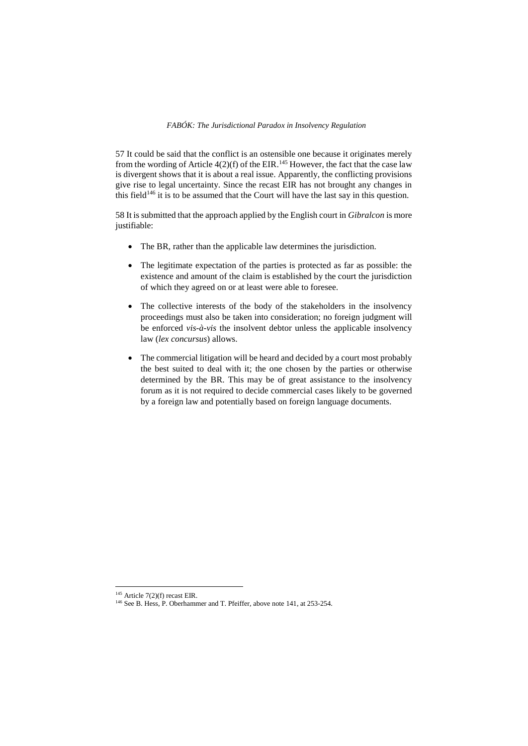57 It could be said that the conflict is an ostensible one because it originates merely from the wording of Article 4(2)(f) of the EIR.[145] However, the fact that the case law is divergent shows that it is about a real issue. Apparently, the conflicting provisions give rise to legal uncertainty. Since the recast EIR has not brought any changes in this field[146] it is to be assumed that the Court will have the last say in this question.

58 It is submitted that the approach applied by the English court in *Gibralcon* is more justifiable:

- The BR, rather than the applicable law determines the jurisdiction.
- The legitimate expectation of the parties is protected as far as possible: the existence and amount of the claim is established by the court the jurisdiction of which they agreed on or at least were able to foresee.
- The collective interests of the body of the stakeholders in the insolvency proceedings must also be taken into consideration; no foreign judgment will be enforced *vis-à-vis* the insolvent debtor unless the applicable insolvency law (*lex concursus*) allows.
- The commercial litigation will be heard and decided by a court most probably the best suited to deal with it; the one chosen by the parties or otherwise determined by the BR. This may be of great assistance to the insolvency forum as it is not required to decide commercial cases likely to be governed by a foreign law and potentially based on foreign language documents.

---

[145] Article 7(2)(f) recast EIR.

[146] See B. Hess, P. Oberhammer and T. Pfeiffer, above note 141, at 253-254.